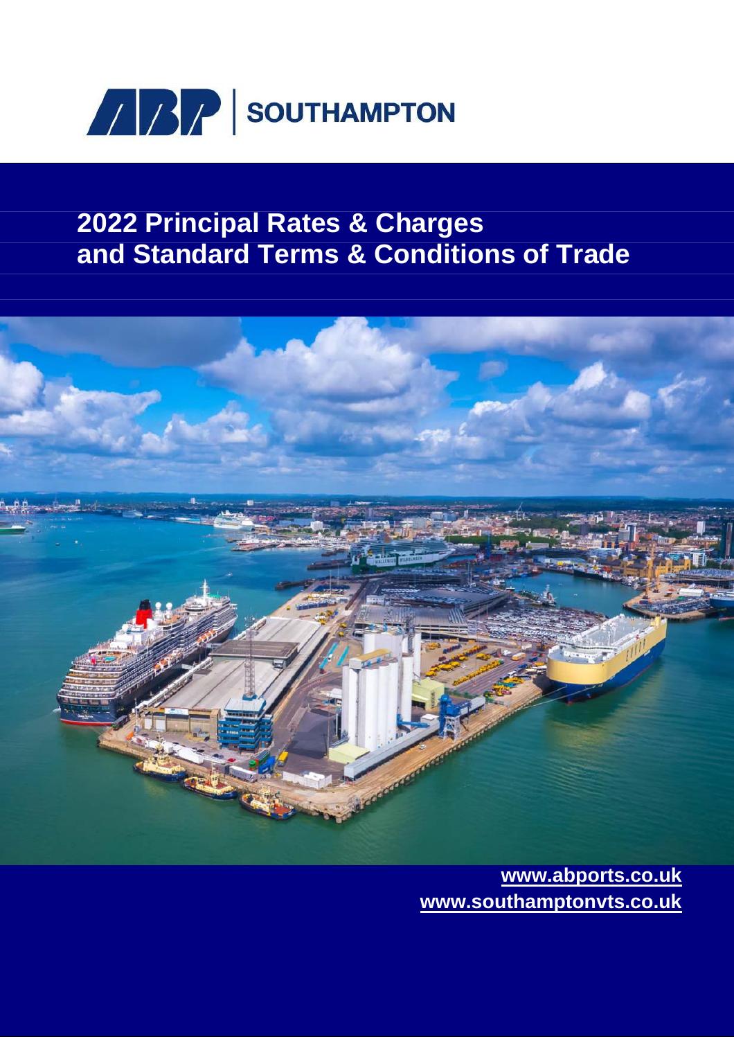ABP | SOUTHAMPTON

# 2022 Principal Rates & Charges and Standard Terms & Conditions of Trade

www.abports.co.uk

www.southamptonvts.co.uk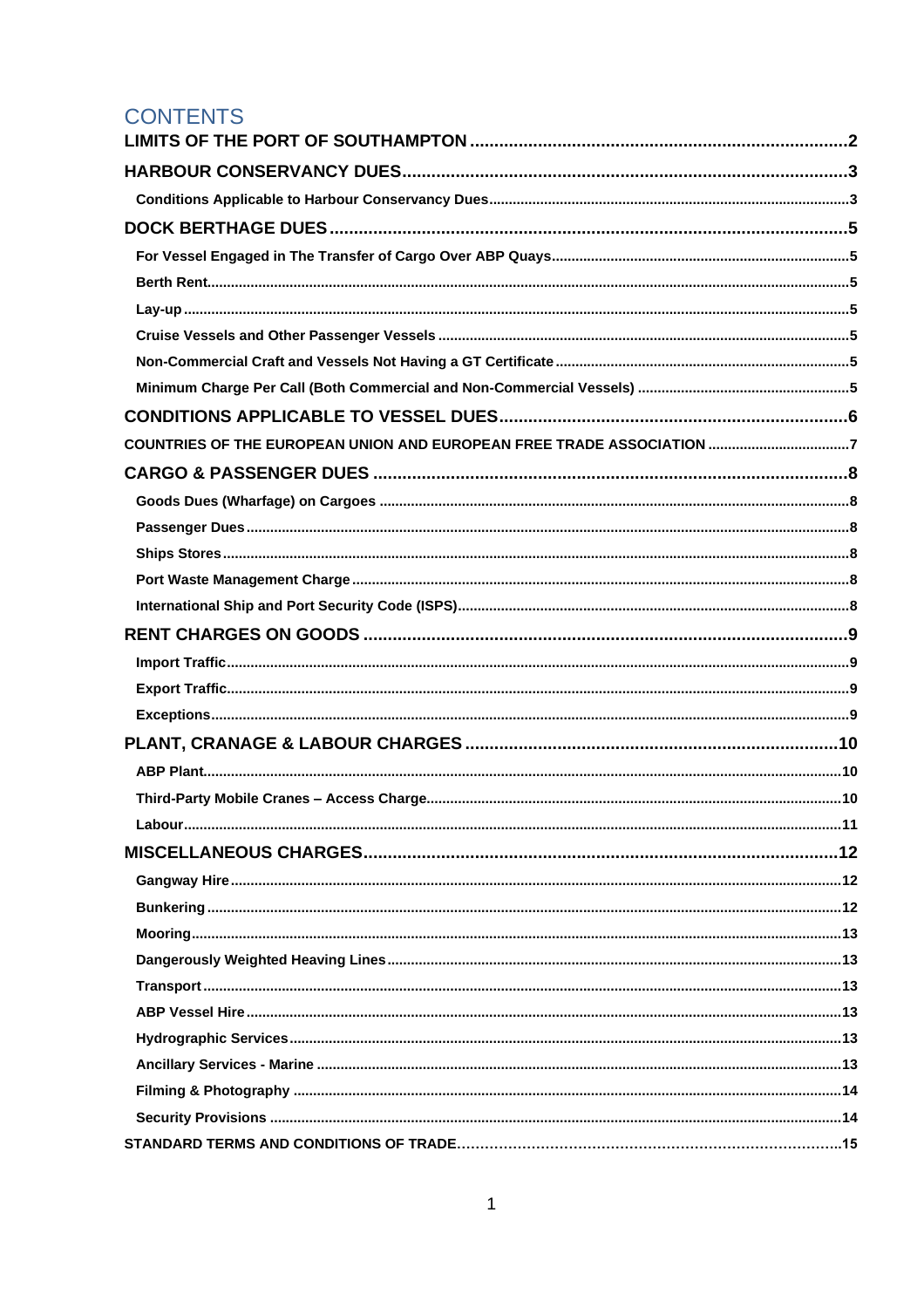# CONTENTS

| | |
|---|---|
| **LIMITS OF THE PORT OF SOUTHAMPTON** | 2 |
| **HARBOUR CONSERVANCY DUES** | 3 |
| **Conditions Applicable to Harbour Conservancy Dues** | 3 |
| **DOCK BERTHAGE DUES** | 5 |
| **For Vessel Engaged in The Transfer of Cargo Over ABP Quays** | 5 |
| **Berth Rent** | 5 |
| **Lay-up** | 5 |
| **Cruise Vessels and Other Passenger Vessels** | 5 |
| **Non-Commercial Craft and Vessels Not Having a GT Certificate** | 5 |
| **Minimum Charge Per Call (Both Commercial and Non-Commercial Vessels)** | 5 |
| **CONDITIONS APPLICABLE TO VESSEL DUES** | 6 |
| **COUNTRIES OF THE EUROPEAN UNION AND EUROPEAN FREE TRADE ASSOCIATION** | 7 |
| **CARGO & PASSENGER DUES** | 8 |
| **Goods Dues (Wharfage) on Cargoes** | 8 |
| **Passenger Dues** | 8 |
| **Ships Stores** | 8 |
| **Port Waste Management Charge** | 8 |
| **International Ship and Port Security Code (ISPS)** | 8 |
| **RENT CHARGES ON GOODS** | 9 |
| **Import Traffic** | 9 |
| **Export Traffic** | 9 |
| **Exceptions** | 9 |
| **PLANT, CRANAGE & LABOUR CHARGES** | 10 |
| **ABP Plant** | 10 |
| **Third-Party Mobile Cranes – Access Charge** | 10 |
| **Labour** | 11 |
| **MISCELLANEOUS CHARGES** | 12 |
| **Gangway Hire** | 12 |
| **Bunkering** | 12 |
| **Mooring** | 13 |
| **Dangerously Weighted Heaving Lines** | 13 |
| **Transport** | 13 |
| **ABP Vessel Hire** | 13 |
| **Hydrographic Services** | 13 |
| **Ancillary Services - Marine** | 13 |
| **Filming & Photography** | 14 |
| **Security Provisions** | 14 |
| **STANDARD TERMS AND CONDITIONS OF TRADE** | 15 |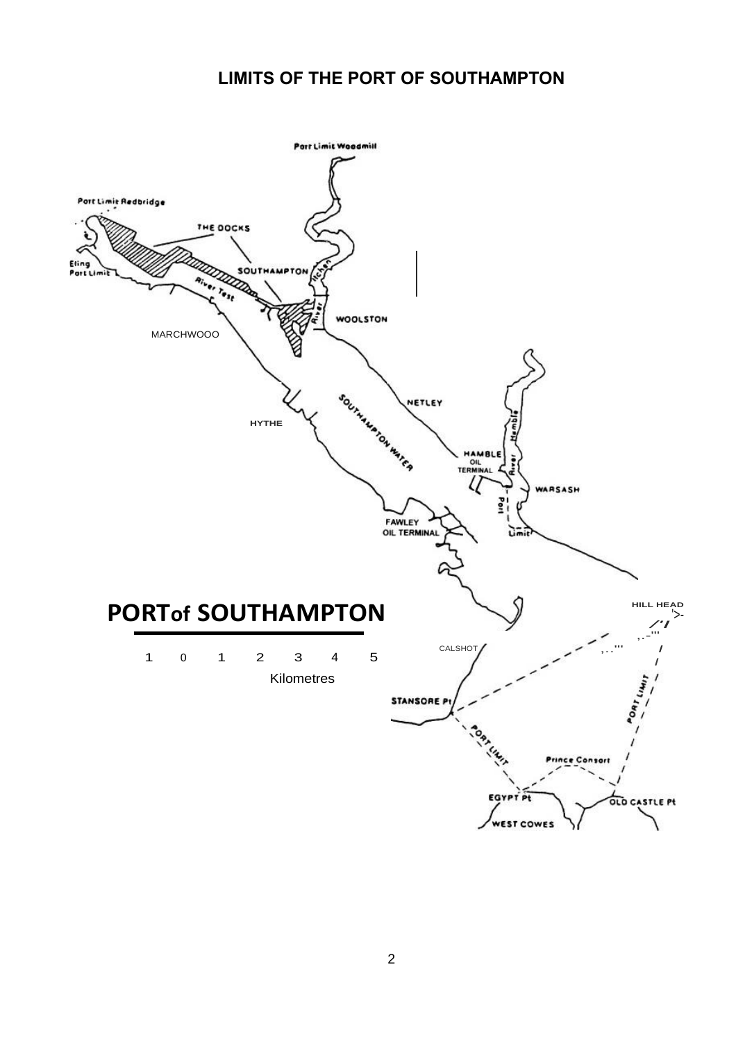## LIMITS OF THE PORT OF SOUTHAMPTON

Port Limit Woodmill

Port Limit Redbridge

Eling Port Limit

THE DOCKS

SOUTHAMPTON

River Test

River Itchen

WOOLSTON

MARCHWOOO

NETLEY

HYTHE

SOUTHAMPTON WATER

HAMBLE OIL TERMINAL

River Hamble

WARSASH

Port Limit

FAWLEY OIL TERMINAL

# PORTof SOUTHAMPTON

1 0 1 2 3 4 5

Kilometres

HILL HEAD

CALSHOT

STANSORE Pt

PORT LIMIT

PORT LIMIT

Prince Consort

EGYPT Pt

OLD CASTLE Pt

WEST COWES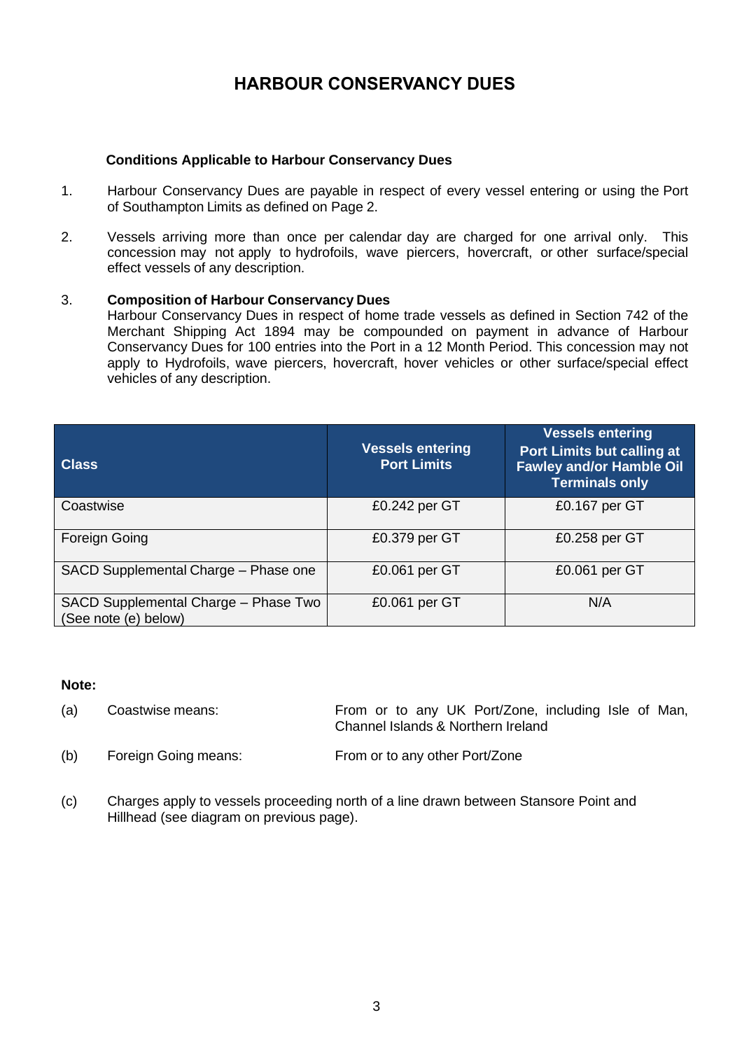# HARBOUR CONSERVANCY DUES

**Conditions Applicable to Harbour Conservancy Dues**

1. Harbour Conservancy Dues are payable in respect of every vessel entering or using the Port of Southampton Limits as defined on Page 2.

2. Vessels arriving more than once per calendar day are charged for one arrival only. This concession may not apply to hydrofoils, wave piercers, hovercraft, or other surface/special effect vessels of any description.

3. **Composition of Harbour Conservancy Dues**
   Harbour Conservancy Dues in respect of home trade vessels as defined in Section 742 of the Merchant Shipping Act 1894 may be compounded on payment in advance of Harbour Conservancy Dues for 100 entries into the Port in a 12 Month Period. This concession may not apply to Hydrofoils, wave piercers, hovercraft, hover vehicles or other surface/special effect vehicles of any description.

| Class | Vessels entering Port Limits | Vessels entering Port Limits but calling at Fawley and/or Hamble Oil Terminals only |
|---|---|---|
| Coastwise | £0.242 per GT | £0.167 per GT |
| Foreign Going | £0.379 per GT | £0.258 per GT |
| SACD Supplemental Charge – Phase one | £0.061 per GT | £0.061 per GT |
| SACD Supplemental Charge – Phase Two (See note (e) below) | £0.061 per GT | N/A |

**Note:**

(a) Coastwise means: From or to any UK Port/Zone, including Isle of Man, Channel Islands & Northern Ireland

(b) Foreign Going means: From or to any other Port/Zone

(c) Charges apply to vessels proceeding north of a line drawn between Stansore Point and Hillhead (see diagram on previous page).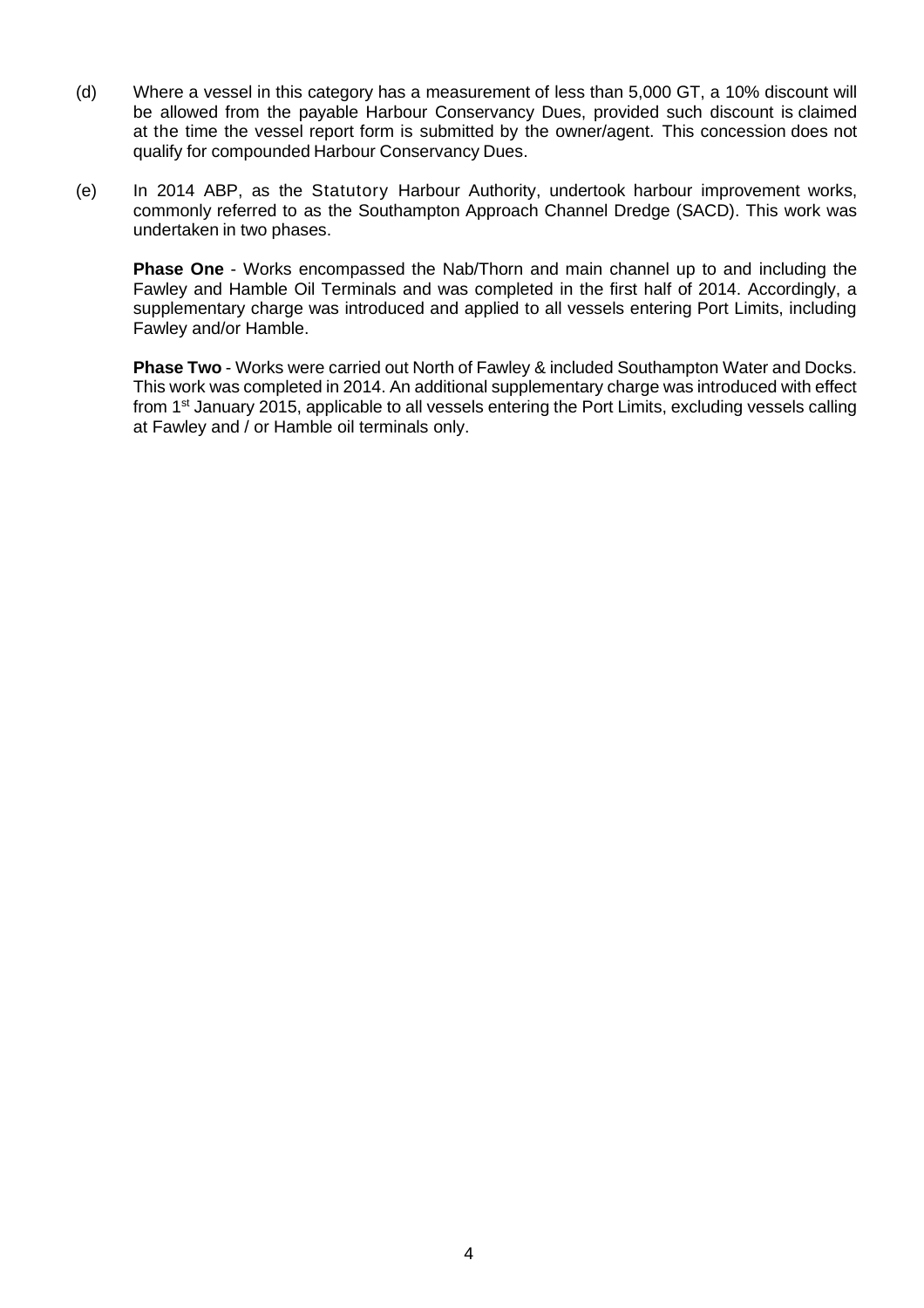(d) Where a vessel in this category has a measurement of less than 5,000 GT, a 10% discount will be allowed from the payable Harbour Conservancy Dues, provided such discount is claimed at the time the vessel report form is submitted by the owner/agent. This concession does not qualify for compounded Harbour Conservancy Dues.

(e) In 2014 ABP, as the Statutory Harbour Authority, undertook harbour improvement works, commonly referred to as the Southampton Approach Channel Dredge (SACD). This work was undertaken in two phases.

**Phase One** - Works encompassed the Nab/Thorn and main channel up to and including the Fawley and Hamble Oil Terminals and was completed in the first half of 2014. Accordingly, a supplementary charge was introduced and applied to all vessels entering Port Limits, including Fawley and/or Hamble.

**Phase Two** - Works were carried out North of Fawley & included Southampton Water and Docks. This work was completed in 2014. An additional supplementary charge was introduced with effect from 1st January 2015, applicable to all vessels entering the Port Limits, excluding vessels calling at Fawley and / or Hamble oil terminals only.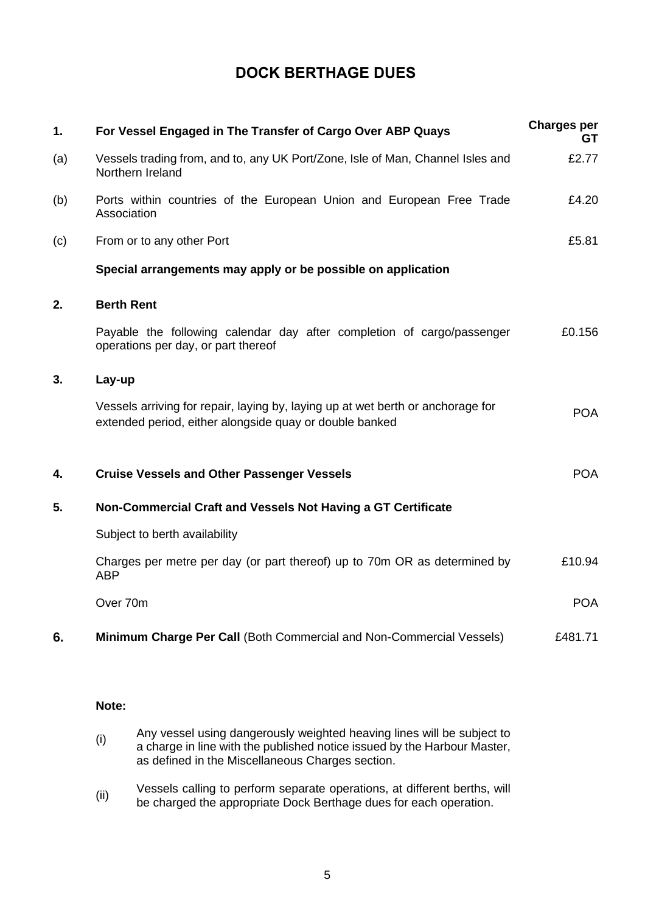# DOCK BERTHAGE DUES

| | | Charges per GT |
|---|---|---|
| **1.** | **For Vessel Engaged in The Transfer of Cargo Over ABP Quays** | |
| (a) | Vessels trading from, and to, any UK Port/Zone, Isle of Man, Channel Isles and Northern Ireland | £2.77 |
| (b) | Ports within countries of the European Union and European Free Trade Association | £4.20 |
| (c) | From or to any other Port | £5.81 |
| | **Special arrangements may apply or be possible on application** | |
| **2.** | **Berth Rent** | |
| | Payable the following calendar day after completion of cargo/passenger operations per day, or part thereof | £0.156 |
| **3.** | **Lay-up** | |
| | Vessels arriving for repair, laying by, laying up at wet berth or anchorage for extended period, either alongside quay or double banked | POA |
| **4.** | **Cruise Vessels and Other Passenger Vessels** | POA |
| **5.** | **Non-Commercial Craft and Vessels Not Having a GT Certificate** | |
| | Subject to berth availability | |
| | Charges per metre per day (or part thereof) up to 70m OR as determined by ABP | £10.94 |
| | Over 70m | POA |
| **6.** | **Minimum Charge Per Call** (Both Commercial and Non-Commercial Vessels) | £481.71 |

**Note:**

(i) Any vessel using dangerously weighted heaving lines will be subject to a charge in line with the published notice issued by the Harbour Master, as defined in the Miscellaneous Charges section.

(ii) Vessels calling to perform separate operations, at different berths, will be charged the appropriate Dock Berthage dues for each operation.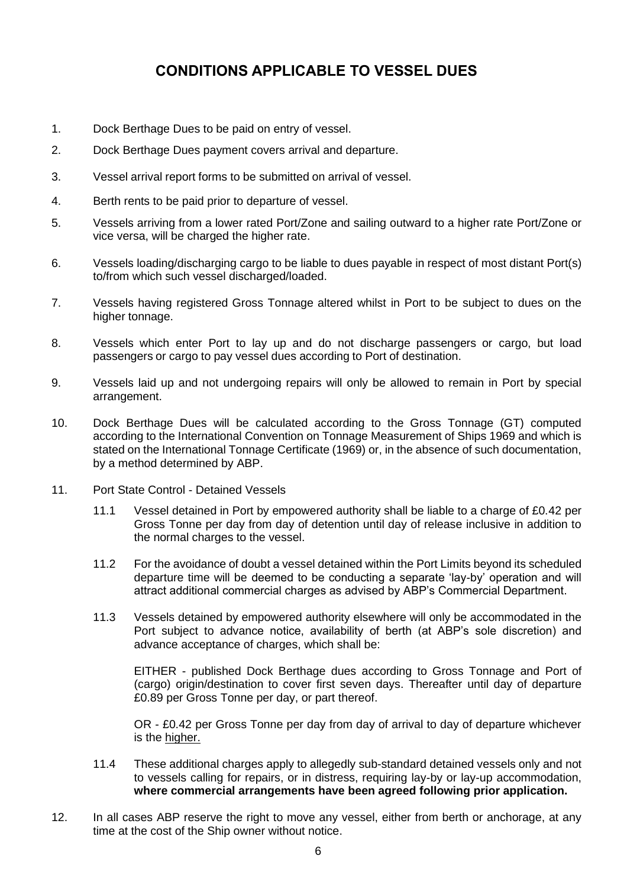# CONDITIONS APPLICABLE TO VESSEL DUES

1. Dock Berthage Dues to be paid on entry of vessel.
2. Dock Berthage Dues payment covers arrival and departure.
3. Vessel arrival report forms to be submitted on arrival of vessel.
4. Berth rents to be paid prior to departure of vessel.
5. Vessels arriving from a lower rated Port/Zone and sailing outward to a higher rate Port/Zone or vice versa, will be charged the higher rate.
6. Vessels loading/discharging cargo to be liable to dues payable in respect of most distant Port(s) to/from which such vessel discharged/loaded.
7. Vessels having registered Gross Tonnage altered whilst in Port to be subject to dues on the higher tonnage.
8. Vessels which enter Port to lay up and do not discharge passengers or cargo, but load passengers or cargo to pay vessel dues according to Port of destination.
9. Vessels laid up and not undergoing repairs will only be allowed to remain in Port by special arrangement.
10. Dock Berthage Dues will be calculated according to the Gross Tonnage (GT) computed according to the International Convention on Tonnage Measurement of Ships 1969 and which is stated on the International Tonnage Certificate (1969) or, in the absence of such documentation, by a method determined by ABP.
11. Port State Control - Detained Vessels

    11.1 Vessel detained in Port by empowered authority shall be liable to a charge of £0.42 per Gross Tonne per day from day of detention until day of release inclusive in addition to the normal charges to the vessel.

    11.2 For the avoidance of doubt a vessel detained within the Port Limits beyond its scheduled departure time will be deemed to be conducting a separate 'lay-by' operation and will attract additional commercial charges as advised by ABP's Commercial Department.

    11.3 Vessels detained by empowered authority elsewhere will only be accommodated in the Port subject to advance notice, availability of berth (at ABP's sole discretion) and advance acceptance of charges, which shall be:

    EITHER - published Dock Berthage dues according to Gross Tonnage and Port of (cargo) origin/destination to cover first seven days. Thereafter until day of departure £0.89 per Gross Tonne per day, or part thereof.

    OR - £0.42 per Gross Tonne per day from day of arrival to day of departure whichever is the higher.

    11.4 These additional charges apply to allegedly sub-standard detained vessels only and not to vessels calling for repairs, or in distress, requiring lay-by or lay-up accommodation, **where commercial arrangements have been agreed following prior application.**

12. In all cases ABP reserve the right to move any vessel, either from berth or anchorage, at any time at the cost of the Ship owner without notice.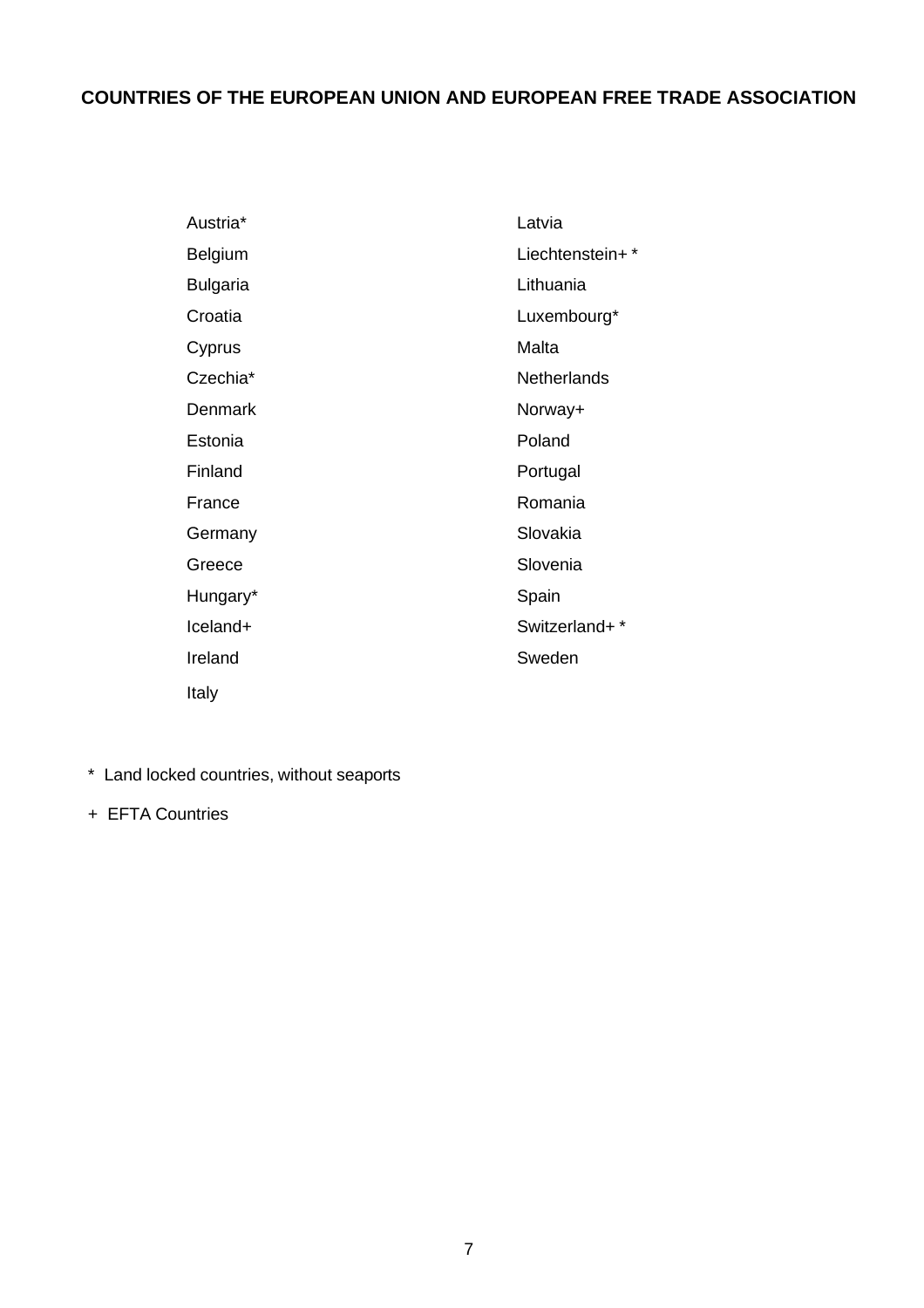## COUNTRIES OF THE EUROPEAN UNION AND EUROPEAN FREE TRADE ASSOCIATION

| | |
|---|---|
| Austria* | Latvia |
| Belgium | Liechtenstein+ * |
| Bulgaria | Lithuania |
| Croatia | Luxembourg* |
| Cyprus | Malta |
| Czechia* | Netherlands |
| Denmark | Norway+ |
| Estonia | Poland |
| Finland | Portugal |
| France | Romania |
| Germany | Slovakia |
| Greece | Slovenia |
| Hungary* | Spain |
| Iceland+ | Switzerland+ * |
| Ireland | Sweden |
| Italy | |

\* Land locked countries, without seaports

\+ EFTA Countries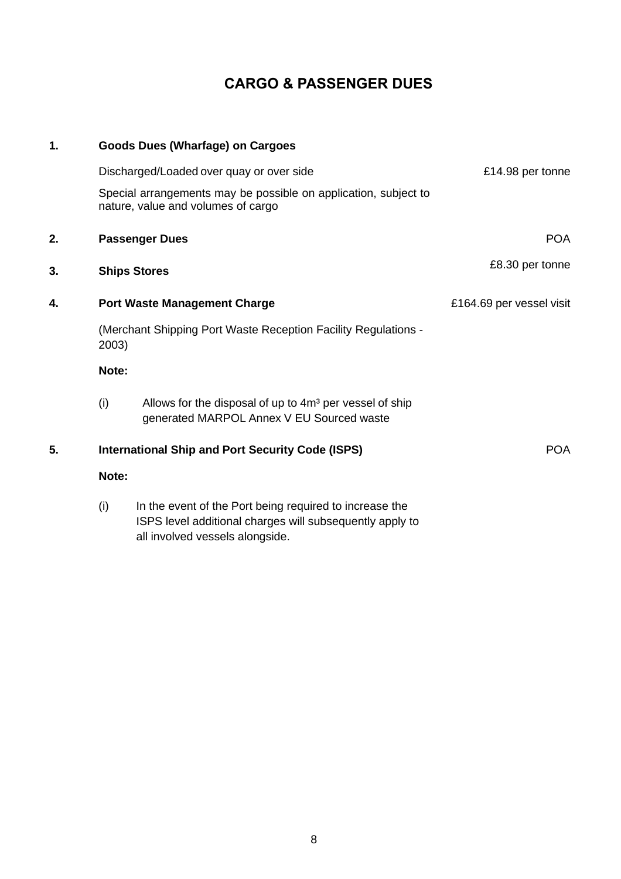# CARGO & PASSENGER DUES

**1. Goods Dues (Wharfage) on Cargoes**

Discharged/Loaded over quay or over side — £14.98 per tonne

Special arrangements may be possible on application, subject to nature, value and volumes of cargo

**2. Passenger Dues** — POA

**3. Ships Stores** — £8.30 per tonne

**4. Port Waste Management Charge** — £164.69 per vessel visit

(Merchant Shipping Port Waste Reception Facility Regulations - 2003)

**Note:**

(i) Allows for the disposal of up to $4m^3$ per vessel of ship generated MARPOL Annex V EU Sourced waste

**5. International Ship and Port Security Code (ISPS)** — POA

**Note:**

(i) In the event of the Port being required to increase the ISPS level additional charges will subsequently apply to all involved vessels alongside.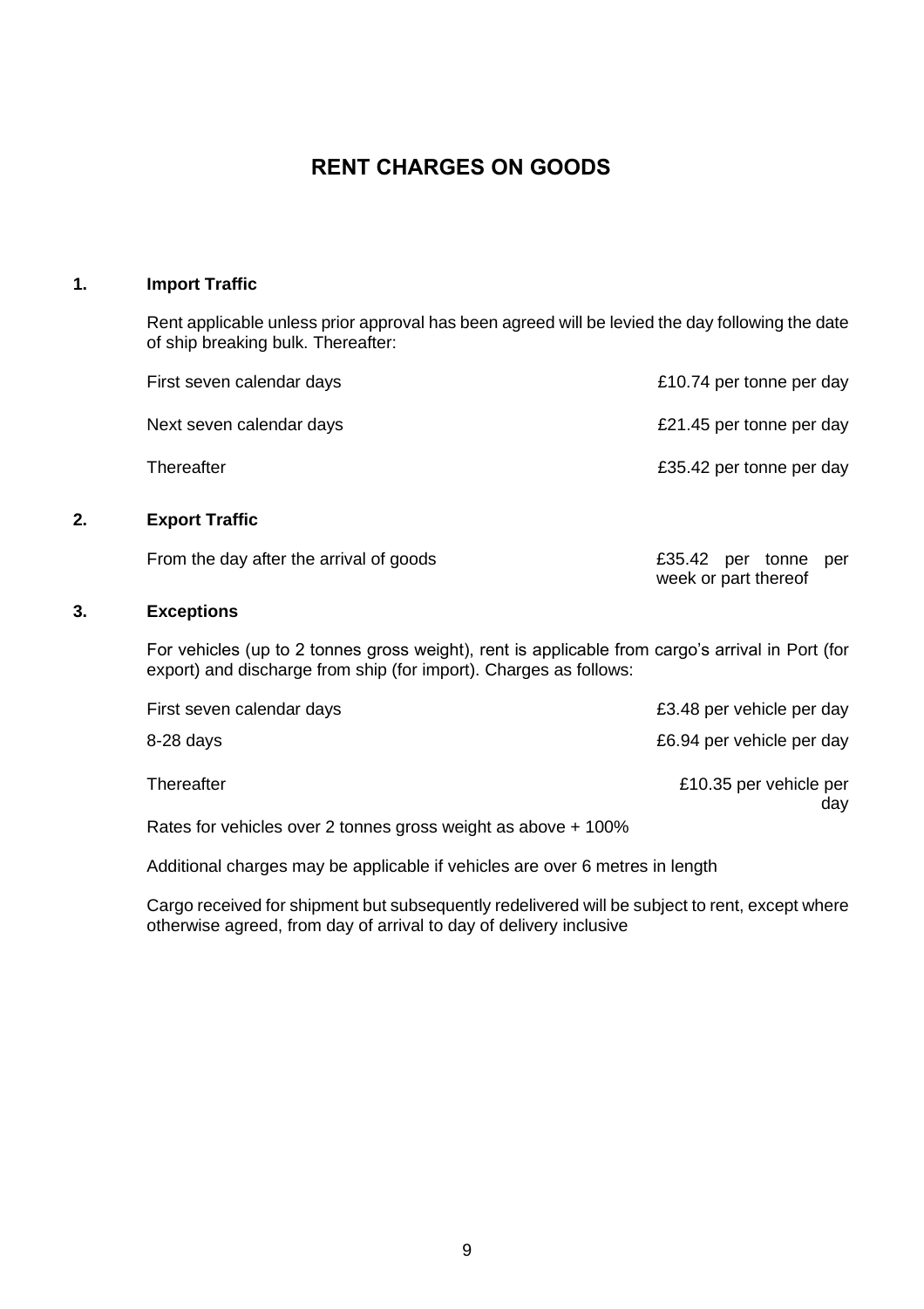# RENT CHARGES ON GOODS

## 1. Import Traffic

Rent applicable unless prior approval has been agreed will be levied the day following the date of ship breaking bulk. Thereafter:

| | |
|---|---|
| First seven calendar days | £10.74 per tonne per day |
| Next seven calendar days | £21.45 per tonne per day |
| Thereafter | £35.42 per tonne per day |

## 2. Export Traffic

| | |
|---|---|
| From the day after the arrival of goods | £35.42 per tonne per week or part thereof |

## 3. Exceptions

For vehicles (up to 2 tonnes gross weight), rent is applicable from cargo's arrival in Port (for export) and discharge from ship (for import). Charges as follows:

| | |
|---|---|
| First seven calendar days | £3.48 per vehicle per day |
| 8-28 days | £6.94 per vehicle per day |
| Thereafter | £10.35 per vehicle per day |

Rates for vehicles over 2 tonnes gross weight as above + 100%

Additional charges may be applicable if vehicles are over 6 metres in length

Cargo received for shipment but subsequently redelivered will be subject to rent, except where otherwise agreed, from day of arrival to day of delivery inclusive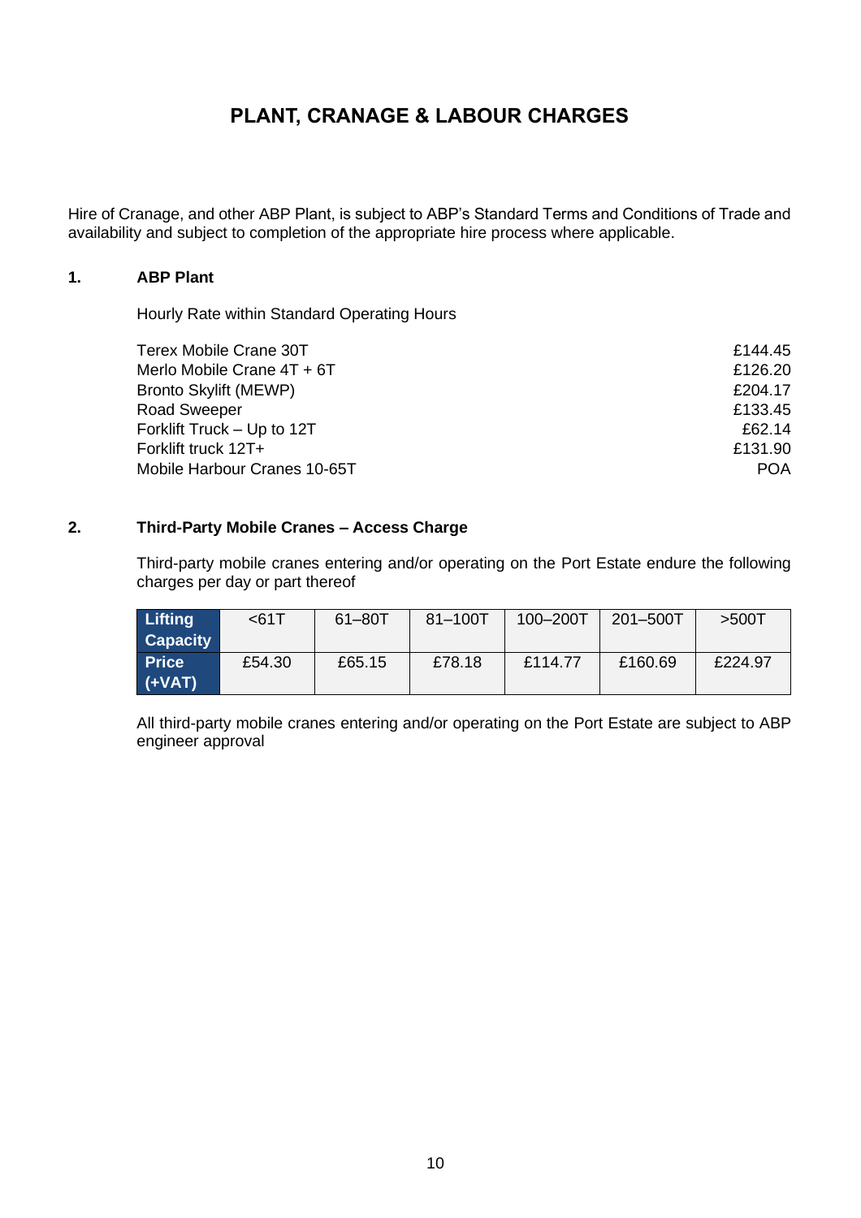# PLANT, CRANAGE & LABOUR CHARGES

Hire of Cranage, and other ABP Plant, is subject to ABP's Standard Terms and Conditions of Trade and availability and subject to completion of the appropriate hire process where applicable.

## 1. ABP Plant

Hourly Rate within Standard Operating Hours

| | |
|---|---|
| Terex Mobile Crane 30T | £144.45 |
| Merlo Mobile Crane 4T + 6T | £126.20 |
| Bronto Skylift (MEWP) | £204.17 |
| Road Sweeper | £133.45 |
| Forklift Truck – Up to 12T | £62.14 |
| Forklift truck 12T+ | £131.90 |
| Mobile Harbour Cranes 10-65T | POA |

## 2. Third-Party Mobile Cranes – Access Charge

Third-party mobile cranes entering and/or operating on the Port Estate endure the following charges per day or part thereof

| **Lifting Capacity** | <61T | 61–80T | 81–100T | 100–200T | 201–500T | >500T |
|---|---|---|---|---|---|---|
| **Price (+VAT)** | £54.30 | £65.15 | £78.18 | £114.77 | £160.69 | £224.97 |

All third-party mobile cranes entering and/or operating on the Port Estate are subject to ABP engineer approval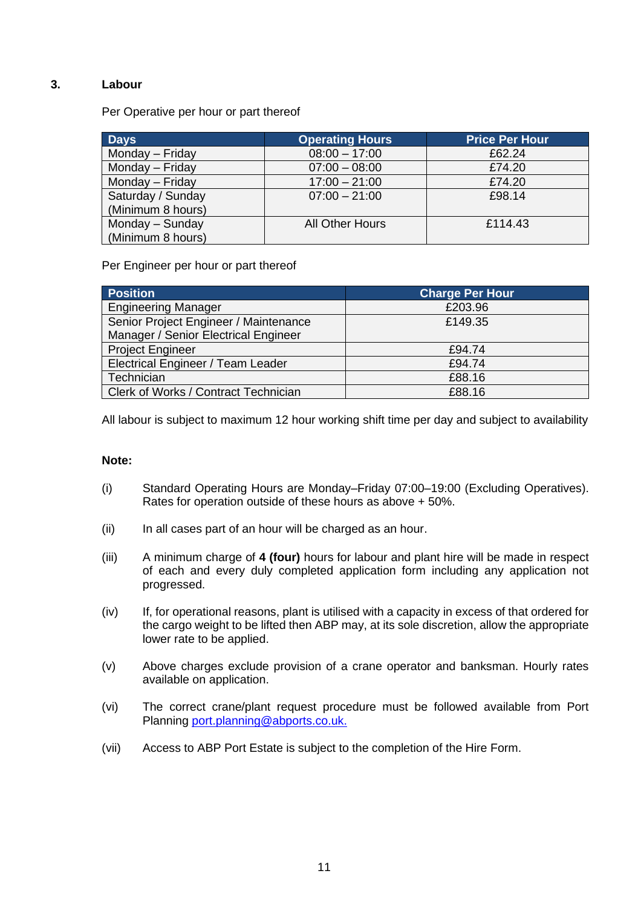## 3. Labour

Per Operative per hour or part thereof

| Days | Operating Hours | Price Per Hour |
|---|---|---|
| Monday – Friday | 08:00 – 17:00 | £62.24 |
| Monday – Friday | 07:00 – 08:00 | £74.20 |
| Monday – Friday | 17:00 – 21:00 | £74.20 |
| Saturday / Sunday (Minimum 8 hours) | 07:00 – 21:00 | £98.14 |
| Monday – Sunday (Minimum 8 hours) | All Other Hours | £114.43 |

Per Engineer per hour or part thereof

| Position | Charge Per Hour |
|---|---|
| Engineering Manager | £203.96 |
| Senior Project Engineer / Maintenance Manager / Senior Electrical Engineer | £149.35 |
| Project Engineer | £94.74 |
| Electrical Engineer / Team Leader | £94.74 |
| Technician | £88.16 |
| Clerk of Works / Contract Technician | £88.16 |

All labour is subject to maximum 12 hour working shift time per day and subject to availability

**Note:**

(i) Standard Operating Hours are Monday–Friday 07:00–19:00 (Excluding Operatives). Rates for operation outside of these hours as above + 50%.

(ii) In all cases part of an hour will be charged as an hour.

(iii) A minimum charge of **4 (four)** hours for labour and plant hire will be made in respect of each and every duly completed application form including any application not progressed.

(iv) If, for operational reasons, plant is utilised with a capacity in excess of that ordered for the cargo weight to be lifted then ABP may, at its sole discretion, allow the appropriate lower rate to be applied.

(v) Above charges exclude provision of a crane operator and banksman. Hourly rates available on application.

(vi) The correct crane/plant request procedure must be followed available from Port Planning port.planning@abports.co.uk.

(vii) Access to ABP Port Estate is subject to the completion of the Hire Form.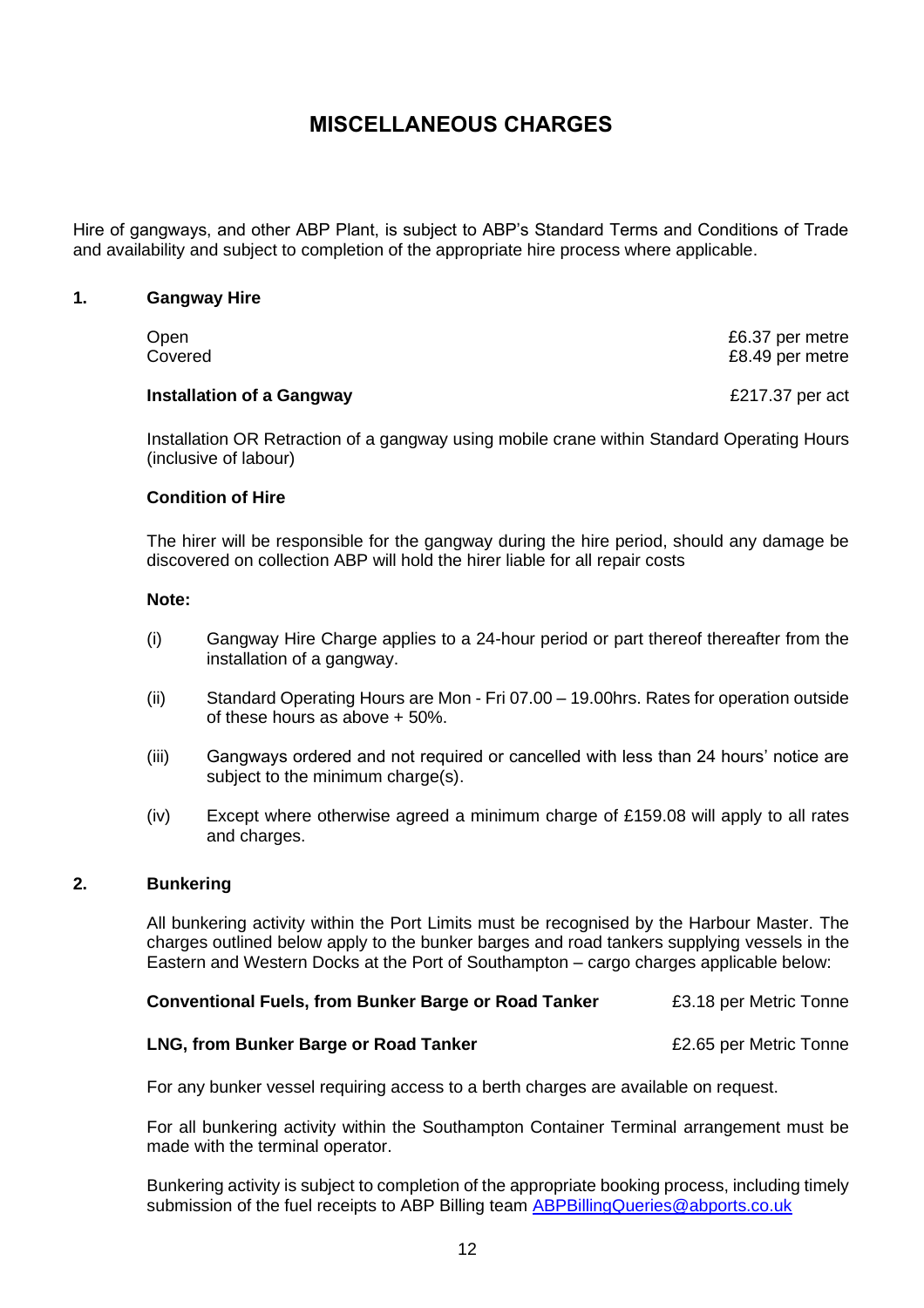# MISCELLANEOUS CHARGES

Hire of gangways, and other ABP Plant, is subject to ABP's Standard Terms and Conditions of Trade and availability and subject to completion of the appropriate hire process where applicable.

## 1. Gangway Hire

| | |
|---|---|
| Open | £6.37 per metre |
| Covered | £8.49 per metre |

**Installation of a Gangway** — £217.37 per act

Installation OR Retraction of a gangway using mobile crane within Standard Operating Hours (inclusive of labour)

**Condition of Hire**

The hirer will be responsible for the gangway during the hire period, should any damage be discovered on collection ABP will hold the hirer liable for all repair costs

**Note:**

(i) Gangway Hire Charge applies to a 24-hour period or part thereof thereafter from the installation of a gangway.

(ii) Standard Operating Hours are Mon - Fri 07.00 – 19.00hrs. Rates for operation outside of these hours as above + 50%.

(iii) Gangways ordered and not required or cancelled with less than 24 hours' notice are subject to the minimum charge(s).

(iv) Except where otherwise agreed a minimum charge of £159.08 will apply to all rates and charges.

## 2. Bunkering

All bunkering activity within the Port Limits must be recognised by the Harbour Master. The charges outlined below apply to the bunker barges and road tankers supplying vessels in the Eastern and Western Docks at the Port of Southampton – cargo charges applicable below:

| | |
|---|---|
| **Conventional Fuels, from Bunker Barge or Road Tanker** | £3.18 per Metric Tonne |
| **LNG, from Bunker Barge or Road Tanker** | £2.65 per Metric Tonne |

For any bunker vessel requiring access to a berth charges are available on request.

For all bunkering activity within the Southampton Container Terminal arrangement must be made with the terminal operator.

Bunkering activity is subject to completion of the appropriate booking process, including timely submission of the fuel receipts to ABP Billing team ABPBillingQueries@abports.co.uk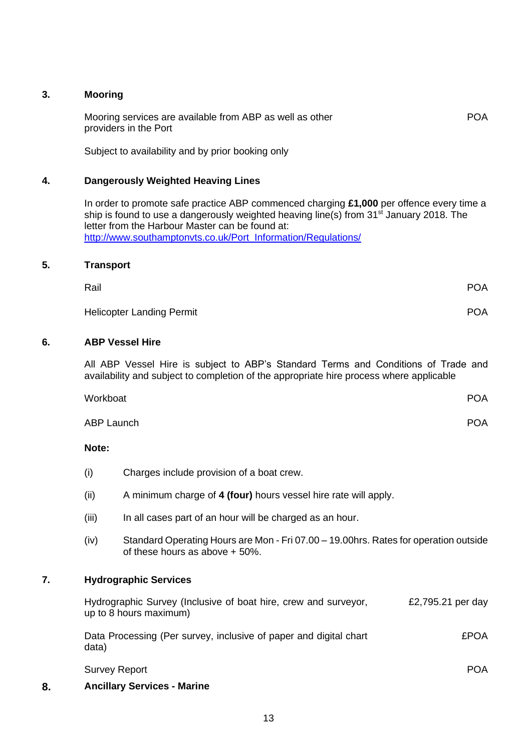## 3. Mooring

| | |
|---|---|
| Mooring services are available from ABP as well as other providers in the Port | POA |

Subject to availability and by prior booking only

## 4. Dangerously Weighted Heaving Lines

In order to promote safe practice ABP commenced charging **£1,000** per offence every time a ship is found to use a dangerously weighted heaving line(s) from 31st January 2018. The letter from the Harbour Master can be found at: [http://www.southamptonvts.co.uk/Port_Information/Regulations/](http://www.southamptonvts.co.uk/Port_Information/Regulations/)

## 5. Transport

| | |
|---|---|
| Rail | POA |
| Helicopter Landing Permit | POA |

## 6. ABP Vessel Hire

All ABP Vessel Hire is subject to ABP's Standard Terms and Conditions of Trade and availability and subject to completion of the appropriate hire process where applicable

| | |
|---|---|
| Workboat | POA |
| ABP Launch | POA |

**Note:**

(i) Charges include provision of a boat crew.

(ii) A minimum charge of **4 (four)** hours vessel hire rate will apply.

(iii) In all cases part of an hour will be charged as an hour.

(iv) Standard Operating Hours are Mon - Fri 07.00 – 19.00hrs. Rates for operation outside of these hours as above + 50%.

## 7. Hydrographic Services

| | |
|---|---|
| Hydrographic Survey (Inclusive of boat hire, crew and surveyor, up to 8 hours maximum) | £2,795.21 per day |
| Data Processing (Per survey, inclusive of paper and digital chart data) | £POA |
| Survey Report | POA |

## 8. Ancillary Services - Marine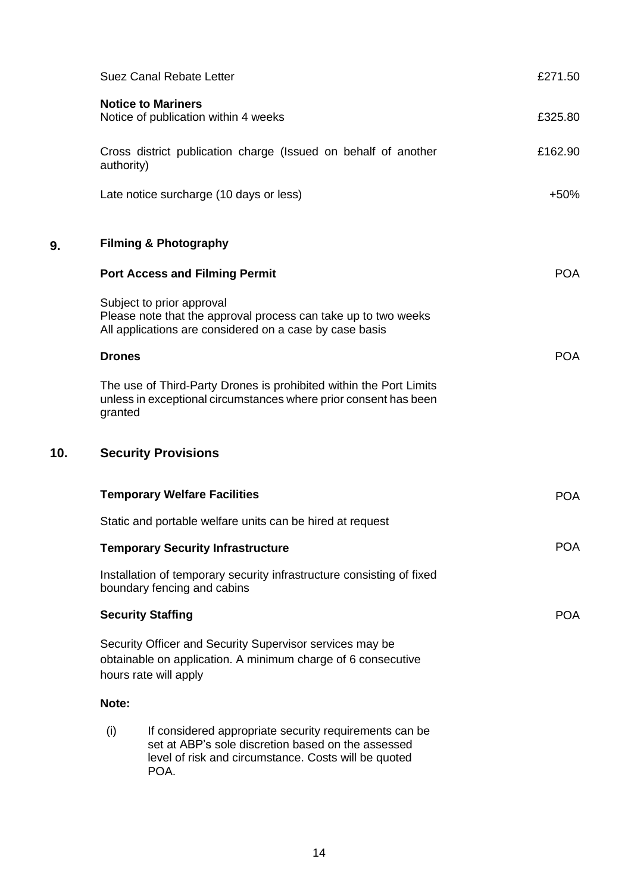| | |
|---|---|
| Suez Canal Rebate Letter | £271.50 |
| **Notice to Mariners**<br>Notice of publication within 4 weeks | £325.80 |
| Cross district publication charge (Issued on behalf of another authority) | £162.90 |
| Late notice surcharge (10 days or less) | +50% |

## 9. Filming & Photography

**Port Access and Filming Permit** — POA

Subject to prior approval
Please note that the approval process can take up to two weeks
All applications are considered on a case by case basis

**Drones** — POA

The use of Third-Party Drones is prohibited within the Port Limits unless in exceptional circumstances where prior consent has been granted

## 10. Security Provisions

**Temporary Welfare Facilities** — POA

Static and portable welfare units can be hired at request

**Temporary Security Infrastructure** — POA

Installation of temporary security infrastructure consisting of fixed boundary fencing and cabins

**Security Staffing** — POA

Security Officer and Security Supervisor services may be obtainable on application. A minimum charge of 6 consecutive hours rate will apply

**Note:**

(i) If considered appropriate security requirements can be set at ABP's sole discretion based on the assessed level of risk and circumstance. Costs will be quoted POA.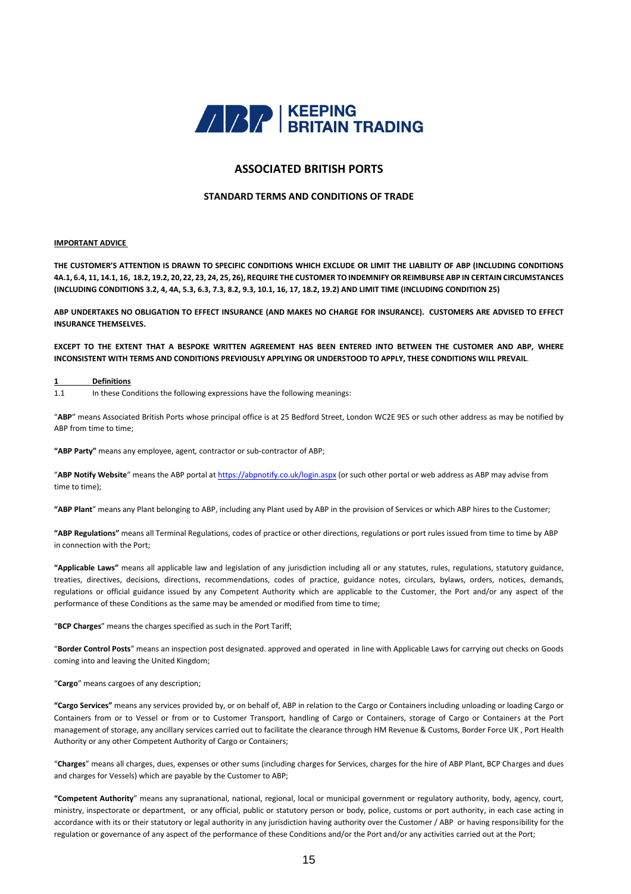# ASSOCIATED BRITISH PORTS

## STANDARD TERMS AND CONDITIONS OF TRADE

**IMPORTANT ADVICE**

**THE CUSTOMER'S ATTENTION IS DRAWN TO SPECIFIC CONDITIONS WHICH EXCLUDE OR LIMIT THE LIABILITY OF ABP (INCLUDING CONDITIONS 4A.1, 6.4, 11, 14.1, 16, 18.2, 19.2, 20, 22, 23, 24, 25, 26), REQUIRE THE CUSTOMER TO INDEMNIFY OR REIMBURSE ABP IN CERTAIN CIRCUMSTANCES (INCLUDING CONDITIONS 3.2, 4, 4A, 5.3, 6.3, 7.3, 8.2, 9.3, 10.1, 16, 17, 18.2, 19.2) AND LIMIT TIME (INCLUDING CONDITION 25)**

**ABP UNDERTAKES NO OBLIGATION TO EFFECT INSURANCE (AND MAKES NO CHARGE FOR INSURANCE). CUSTOMERS ARE ADVISED TO EFFECT INSURANCE THEMSELVES.**

**EXCEPT TO THE EXTENT THAT A BESPOKE WRITTEN AGREEMENT HAS BEEN ENTERED INTO BETWEEN THE CUSTOMER AND ABP, WHERE INCONSISTENT WITH TERMS AND CONDITIONS PREVIOUSLY APPLYING OR UNDERSTOOD TO APPLY, THESE CONDITIONS WILL PREVAIL.**

**1 Definitions**

1.1 In these Conditions the following expressions have the following meanings:

"**ABP**" means Associated British Ports whose principal office is at 25 Bedford Street, London WC2E 9ES or such other address as may be notified by ABP from time to time;

**"ABP Party"** means any employee, agent, contractor or sub-contractor of ABP;

"**ABP Notify Website**" means the ABP portal at https://abpnotify.co.uk/login.aspx (or such other portal or web address as ABP may advise from time to time);

**"ABP Plant**" means any Plant belonging to ABP, including any Plant used by ABP in the provision of Services or which ABP hires to the Customer;

**"ABP Regulations"** means all Terminal Regulations, codes of practice or other directions, regulations or port rules issued from time to time by ABP in connection with the Port;

**"Applicable Laws"** means all applicable law and legislation of any jurisdiction including all or any statutes, rules, regulations, statutory guidance, treaties, directives, decisions, directions, recommendations, codes of practice, guidance notes, circulars, bylaws, orders, notices, demands, regulations or official guidance issued by any Competent Authority which are applicable to the Customer, the Port and/or any aspect of the performance of these Conditions as the same may be amended or modified from time to time;

"**BCP Charges**" means the charges specified as such in the Port Tariff;

"**Border Control Posts**" means an inspection post designated. approved and operated in line with Applicable Laws for carrying out checks on Goods coming into and leaving the United Kingdom;

"**Cargo**" means cargoes of any description;

**"Cargo Services"** means any services provided by, or on behalf of, ABP in relation to the Cargo or Containers including unloading or loading Cargo or Containers from or to Vessel or from or to Customer Transport, handling of Cargo or Containers, storage of Cargo or Containers at the Port management of storage, any ancillary services carried out to facilitate the clearance through HM Revenue & Customs, Border Force UK , Port Health Authority or any other Competent Authority of Cargo or Containers;

"**Charges**" means all charges, dues, expenses or other sums (including charges for Services, charges for the hire of ABP Plant, BCP Charges and dues and charges for Vessels) which are payable by the Customer to ABP;

**"Competent Authority**" means any supranational, national, regional, local or municipal government or regulatory authority, body, agency, court, ministry, inspectorate or department, or any official, public or statutory person or body, police, customs or port authority, in each case acting in accordance with its or their statutory or legal authority in any jurisdiction having authority over the Customer / ABP or having responsibility for the regulation or governance of any aspect of the performance of these Conditions and/or the Port and/or any activities carried out at the Port;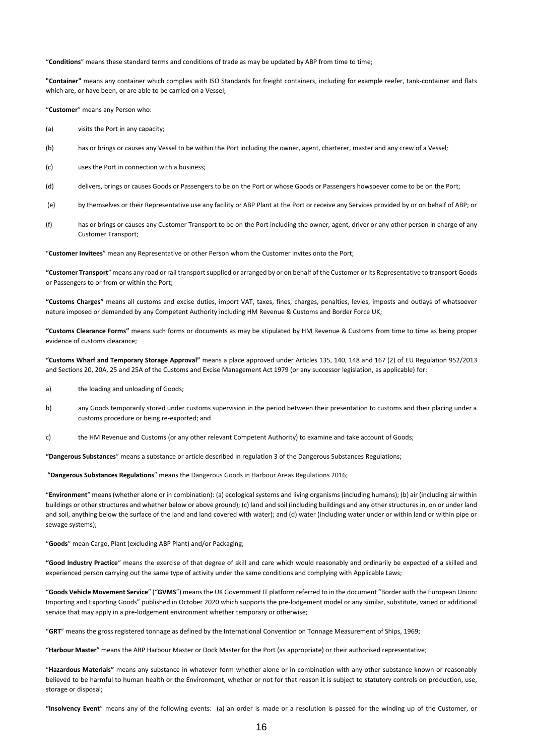"**Conditions**" means these standard terms and conditions of trade as may be updated by ABP from time to time;

**"Container"** means any container which complies with ISO Standards for freight containers, including for example reefer, tank-container and flats which are, or have been, or are able to be carried on a Vessel;

"**Customer**" means any Person who:

(a) visits the Port in any capacity;

(b) has or brings or causes any Vessel to be within the Port including the owner, agent, charterer, master and any crew of a Vessel*;*

(c) uses the Port in connection with a business;

(d) delivers, brings or causes Goods or Passengers to be on the Port or whose Goods or Passengers howsoever come to be on the Port;

(e) by themselves or their Representative use any facility or ABP Plant at the Port or receive any Services provided by or on behalf of ABP; or

(f) has or brings or causes any Customer Transport to be on the Port including the owner, agent, driver or any other person in charge of any Customer Transport;

"**Customer Invitees**" mean any Representative or other Person whom the Customer invites onto the Port;

**"Customer Transport**" means any road or rail transport supplied or arranged by or on behalf of the Customer or its Representative to transport Goods or Passengers to or from or within the Port;

**"Customs Charges"** means all customs and excise duties, import VAT, taxes, fines, charges, penalties, levies, imposts and outlays of whatsoever nature imposed or demanded by any Competent Authority including HM Revenue & Customs and Border Force UK;

**"Customs Clearance Forms"** means such forms or documents as may be stipulated by HM Revenue & Customs from time to time as being proper evidence of customs clearance;

**"Customs Wharf and Temporary Storage Approval"** means a place approved under Articles 135, 140, 148 and 167 (2) of EU Regulation 952/2013 and Sections 20, 20A, 25 and 25A of the Customs and Excise Management Act 1979 (or any successor legislation, as applicable) for:

a) the loading and unloading of Goods;

b) any Goods temporarily stored under customs supervision in the period between their presentation to customs and their placing under a customs procedure or being re-exported; and

c) the HM Revenue and Customs (or any other relevant Competent Authority) to examine and take account of Goods;

**"Dangerous Substances**" means a substance or article described in regulation 3 of the Dangerous Substances Regulations;

**"Dangerous Substances Regulations**" means the Dangerous Goods in Harbour Areas Regulations 2016;

"**Environment**" means (whether alone or in combination): (a) ecological systems and living organisms (including humans); (b) air (including air within buildings or other structures and whether below or above ground); (c) land and soil (including buildings and any other structures in, on or under land and soil, anything below the surface of the land and land covered with water); and (d) water (including water under or within land or within pipe or sewage systems);

"**Goods**" mean Cargo, Plant (excluding ABP Plant) and/or Packaging;

**"Good Industry Practice**" means the exercise of that degree of skill and care which would reasonably and ordinarily be expected of a skilled and experienced person carrying out the same type of activity under the same conditions and complying with Applicable Laws;

"**Goods Vehicle Movement Service**" ("**GVMS**") means the UK Government IT platform referred to in the document "Border with the European Union: Importing and Exporting Goods" published in October 2020 which supports the pre-lodgement model or any similar, substitute, varied or additional service that may apply in a pre-lodgement environment whether temporary or otherwise;

"**GRT**" means the gross registered tonnage as defined by the International Convention on Tonnage Measurement of Ships, 1969;

"**Harbour Master**" means the ABP Harbour Master or Dock Master for the Port (as appropriate) or their authorised representative;

"**Hazardous Materials"** means any substance in whatever form whether alone or in combination with any other substance known or reasonably believed to be harmful to human health or the Environment, whether or not for that reason it is subject to statutory controls on production, use, storage or disposal;

**"Insolvency Event**" means any of the following events: (a) an order is made or a resolution is passed for the winding up of the Customer, or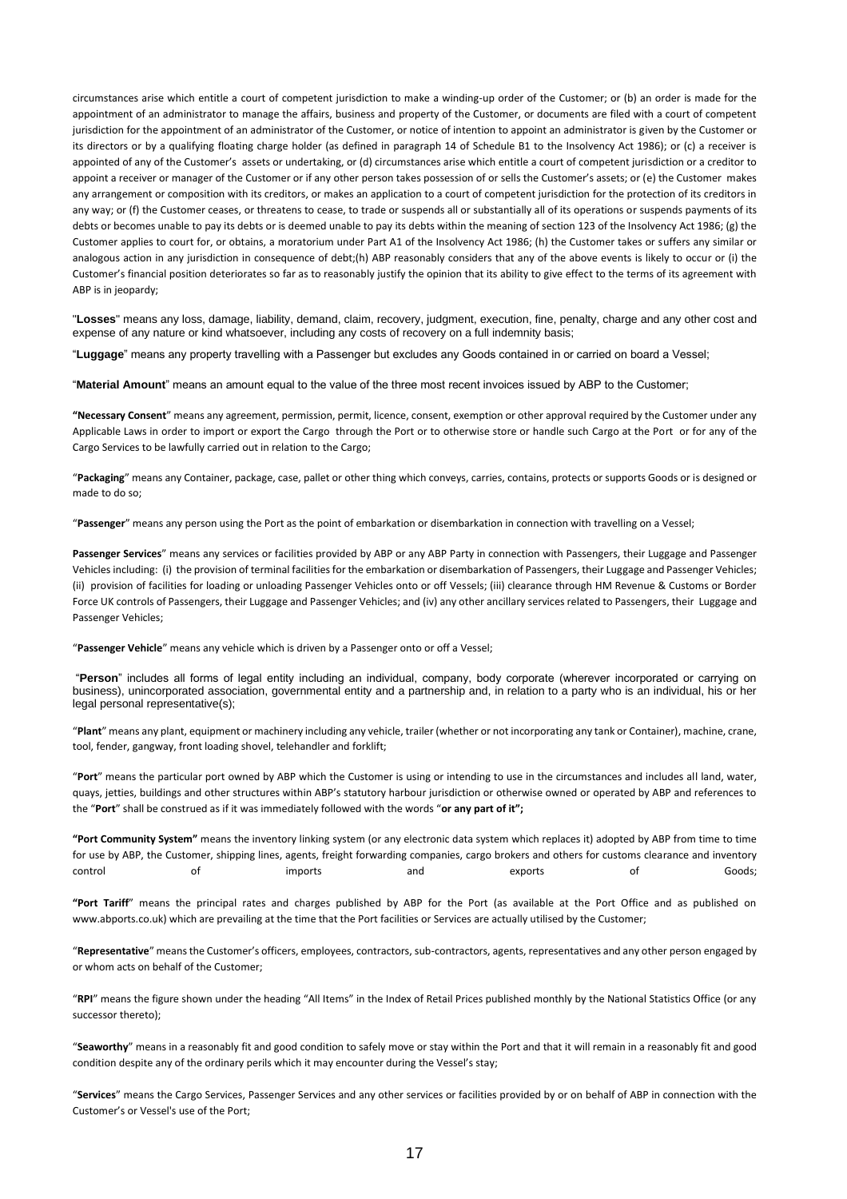circumstances arise which entitle a court of competent jurisdiction to make a winding-up order of the Customer; or (b) an order is made for the appointment of an administrator to manage the affairs, business and property of the Customer, or documents are filed with a court of competent jurisdiction for the appointment of an administrator of the Customer, or notice of intention to appoint an administrator is given by the Customer or its directors or by a qualifying floating charge holder (as defined in paragraph 14 of Schedule B1 to the Insolvency Act 1986); or (c) a receiver is appointed of any of the Customer's assets or undertaking, or (d) circumstances arise which entitle a court of competent jurisdiction or a creditor to appoint a receiver or manager of the Customer or if any other person takes possession of or sells the Customer's assets; or (e) the Customer makes any arrangement or composition with its creditors, or makes an application to a court of competent jurisdiction for the protection of its creditors in any way; or (f) the Customer ceases, or threatens to cease, to trade or suspends all or substantially all of its operations or suspends payments of its debts or becomes unable to pay its debts or is deemed unable to pay its debts within the meaning of section 123 of the Insolvency Act 1986; (g) the Customer applies to court for, or obtains, a moratorium under Part A1 of the Insolvency Act 1986; (h) the Customer takes or suffers any similar or analogous action in any jurisdiction in consequence of debt;(h) ABP reasonably considers that any of the above events is likely to occur or (i) the Customer's financial position deteriorates so far as to reasonably justify the opinion that its ability to give effect to the terms of its agreement with ABP is in jeopardy;

"**Losses**" means any loss, damage, liability, demand, claim, recovery, judgment, execution, fine, penalty, charge and any other cost and expense of any nature or kind whatsoever, including any costs of recovery on a full indemnity basis;

"**Luggage**" means any property travelling with a Passenger but excludes any Goods contained in or carried on board a Vessel;

"**Material Amount**" means an amount equal to the value of the three most recent invoices issued by ABP to the Customer;

**"Necessary Consent**" means any agreement, permission, permit, licence, consent, exemption or other approval required by the Customer under any Applicable Laws in order to import or export the Cargo through the Port or to otherwise store or handle such Cargo at the Port or for any of the Cargo Services to be lawfully carried out in relation to the Cargo;

"**Packaging**" means any Container, package, case, pallet or other thing which conveys, carries, contains, protects or supports Goods or is designed or made to do so;

"**Passenger**" means any person using the Port as the point of embarkation or disembarkation in connection with travelling on a Vessel;

**Passenger Services**" means any services or facilities provided by ABP or any ABP Party in connection with Passengers, their Luggage and Passenger Vehicles including: (i) the provision of terminal facilities for the embarkation or disembarkation of Passengers, their Luggage and Passenger Vehicles; (ii) provision of facilities for loading or unloading Passenger Vehicles onto or off Vessels; (iii) clearance through HM Revenue & Customs or Border Force UK controls of Passengers, their Luggage and Passenger Vehicles; and (iv) any other ancillary services related to Passengers, their Luggage and Passenger Vehicles;

"**Passenger Vehicle**" means any vehicle which is driven by a Passenger onto or off a Vessel;

"**Person**" includes all forms of legal entity including an individual, company, body corporate (wherever incorporated or carrying on business), unincorporated association, governmental entity and a partnership and, in relation to a party who is an individual, his or her legal personal representative(s);

"**Plant**" means any plant, equipment or machinery including any vehicle, trailer (whether or not incorporating any tank or Container), machine, crane, tool, fender, gangway, front loading shovel, telehandler and forklift;

"**Port**" means the particular port owned by ABP which the Customer is using or intending to use in the circumstances and includes all land, water, quays, jetties, buildings and other structures within ABP's statutory harbour jurisdiction or otherwise owned or operated by ABP and references to the "**Port**" shall be construed as if it was immediately followed with the words "**or any part of it";**

**"Port Community System"** means the inventory linking system (or any electronic data system which replaces it) adopted by ABP from time to time for use by ABP, the Customer, shipping lines, agents, freight forwarding companies, cargo brokers and others for customs clearance and inventory control of imports and exports of Goods;

**"Port Tariff**" means the principal rates and charges published by ABP for the Port (as available at the Port Office and as published on www.abports.co.uk) which are prevailing at the time that the Port facilities or Services are actually utilised by the Customer;

"**Representative**" means the Customer's officers, employees, contractors, sub-contractors, agents, representatives and any other person engaged by or whom acts on behalf of the Customer;

"**RPI**" means the figure shown under the heading "All Items" in the Index of Retail Prices published monthly by the National Statistics Office (or any successor thereto);

"**Seaworthy**" means in a reasonably fit and good condition to safely move or stay within the Port and that it will remain in a reasonably fit and good condition despite any of the ordinary perils which it may encounter during the Vessel's stay;

"**Services**" means the Cargo Services, Passenger Services and any other services or facilities provided by or on behalf of ABP in connection with the Customer's or Vessel's use of the Port;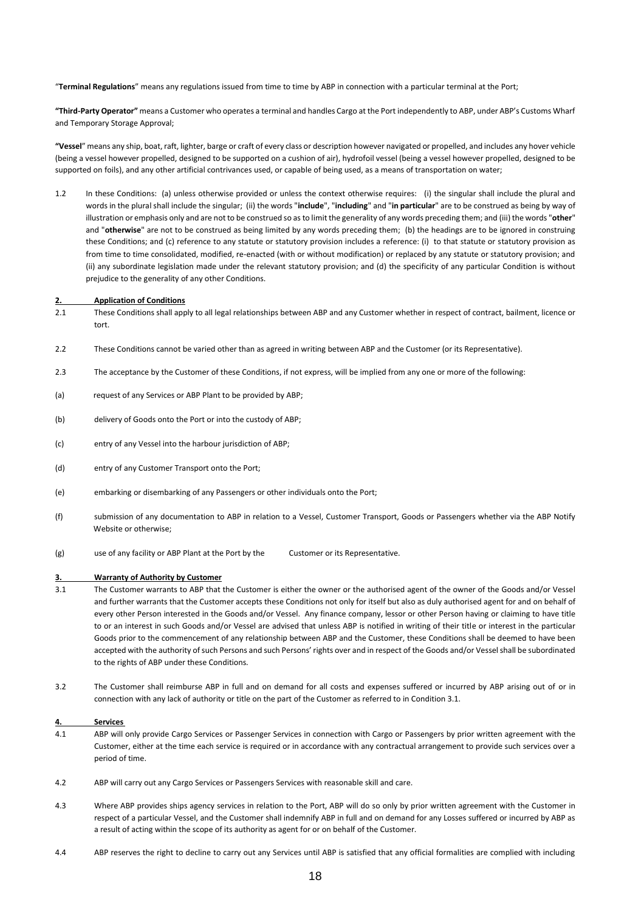"**Terminal Regulations**" means any regulations issued from time to time by ABP in connection with a particular terminal at the Port;

**"Third-Party Operator"** means a Customer who operates a terminal and handles Cargo at the Port independently to ABP, under ABP's Customs Wharf and Temporary Storage Approval;

**"Vessel**" means any ship, boat, raft, lighter, barge or craft of every class or description however navigated or propelled, and includes any hover vehicle (being a vessel however propelled, designed to be supported on a cushion of air), hydrofoil vessel (being a vessel however propelled, designed to be supported on foils), and any other artificial contrivances used, or capable of being used, as a means of transportation on water;

1.2 In these Conditions: (a) unless otherwise provided or unless the context otherwise requires: (i) the singular shall include the plural and words in the plural shall include the singular; (ii) the words "**include**", "**including**" and "**in particular**" are to be construed as being by way of illustration or emphasis only and are not to be construed so as to limit the generality of any words preceding them; and (iii) the words "**other**" and "**otherwise**" are not to be construed as being limited by any words preceding them; (b) the headings are to be ignored in construing these Conditions; and (c) reference to any statute or statutory provision includes a reference: (i) to that statute or statutory provision as from time to time consolidated, modified, re-enacted (with or without modification) or replaced by any statute or statutory provision; and (ii) any subordinate legislation made under the relevant statutory provision; and (d) the specificity of any particular Condition is without prejudice to the generality of any other Conditions.

## 2. Application of Conditions

2.1 These Conditions shall apply to all legal relationships between ABP and any Customer whether in respect of contract, bailment, licence or tort.

2.2 These Conditions cannot be varied other than as agreed in writing between ABP and the Customer (or its Representative).

2.3 The acceptance by the Customer of these Conditions, if not express, will be implied from any one or more of the following:

(a) request of any Services or ABP Plant to be provided by ABP;

(b) delivery of Goods onto the Port or into the custody of ABP;

(c) entry of any Vessel into the harbour jurisdiction of ABP;

(d) entry of any Customer Transport onto the Port;

(e) embarking or disembarking of any Passengers or other individuals onto the Port;

(f) submission of any documentation to ABP in relation to a Vessel, Customer Transport, Goods or Passengers whether via the ABP Notify Website or otherwise;

(g) use of any facility or ABP Plant at the Port by the Customer or its Representative.

## 3. Warranty of Authority by Customer

3.1 The Customer warrants to ABP that the Customer is either the owner or the authorised agent of the owner of the Goods and/or Vessel and further warrants that the Customer accepts these Conditions not only for itself but also as duly authorised agent for and on behalf of every other Person interested in the Goods and/or Vessel. Any finance company, lessor or other Person having or claiming to have title to or an interest in such Goods and/or Vessel are advised that unless ABP is notified in writing of their title or interest in the particular Goods prior to the commencement of any relationship between ABP and the Customer, these Conditions shall be deemed to have been accepted with the authority of such Persons and such Persons' rights over and in respect of the Goods and/or Vessel shall be subordinated to the rights of ABP under these Conditions.

3.2 The Customer shall reimburse ABP in full and on demand for all costs and expenses suffered or incurred by ABP arising out of or in connection with any lack of authority or title on the part of the Customer as referred to in Condition 3.1.

## 4. Services

4.1 ABP will only provide Cargo Services or Passenger Services in connection with Cargo or Passengers by prior written agreement with the Customer, either at the time each service is required or in accordance with any contractual arrangement to provide such services over a period of time.

4.2 ABP will carry out any Cargo Services or Passengers Services with reasonable skill and care.

4.3 Where ABP provides ships agency services in relation to the Port, ABP will do so only by prior written agreement with the Customer in respect of a particular Vessel, and the Customer shall indemnify ABP in full and on demand for any Losses suffered or incurred by ABP as a result of acting within the scope of its authority as agent for or on behalf of the Customer.

4.4 ABP reserves the right to decline to carry out any Services until ABP is satisfied that any official formalities are complied with including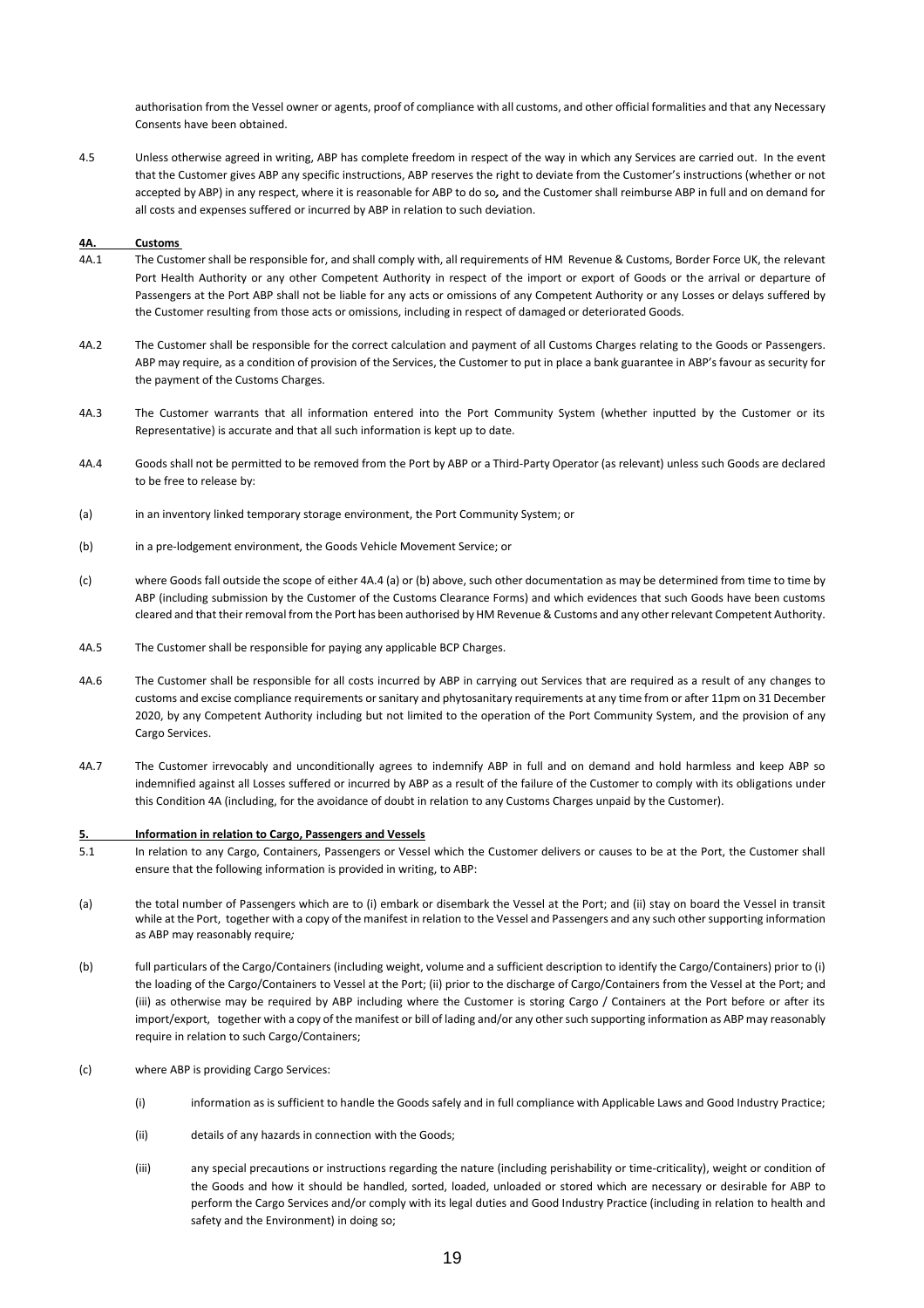authorisation from the Vessel owner or agents, proof of compliance with all customs, and other official formalities and that any Necessary Consents have been obtained.

4.5 Unless otherwise agreed in writing, ABP has complete freedom in respect of the way in which any Services are carried out. In the event that the Customer gives ABP any specific instructions, ABP reserves the right to deviate from the Customer's instructions (whether or not accepted by ABP) in any respect, where it is reasonable for ABP to do so, and the Customer shall reimburse ABP in full and on demand for all costs and expenses suffered or incurred by ABP in relation to such deviation.

**4A. Customs**

4A.1 The Customer shall be responsible for, and shall comply with, all requirements of HM Revenue & Customs, Border Force UK, the relevant Port Health Authority or any other Competent Authority in respect of the import or export of Goods or the arrival or departure of Passengers at the Port ABP shall not be liable for any acts or omissions of any Competent Authority or any Losses or delays suffered by the Customer resulting from those acts or omissions, including in respect of damaged or deteriorated Goods.

4A.2 The Customer shall be responsible for the correct calculation and payment of all Customs Charges relating to the Goods or Passengers. ABP may require, as a condition of provision of the Services, the Customer to put in place a bank guarantee in ABP's favour as security for the payment of the Customs Charges.

4A.3 The Customer warrants that all information entered into the Port Community System (whether inputted by the Customer or its Representative) is accurate and that all such information is kept up to date.

4A.4 Goods shall not be permitted to be removed from the Port by ABP or a Third-Party Operator (as relevant) unless such Goods are declared to be free to release by:

(a) in an inventory linked temporary storage environment, the Port Community System; or

(b) in a pre-lodgement environment, the Goods Vehicle Movement Service; or

(c) where Goods fall outside the scope of either 4A.4 (a) or (b) above, such other documentation as may be determined from time to time by ABP (including submission by the Customer of the Customs Clearance Forms) and which evidences that such Goods have been customs cleared and that their removal from the Port has been authorised by HM Revenue & Customs and any other relevant Competent Authority.

4A.5 The Customer shall be responsible for paying any applicable BCP Charges.

4A.6 The Customer shall be responsible for all costs incurred by ABP in carrying out Services that are required as a result of any changes to customs and excise compliance requirements or sanitary and phytosanitary requirements at any time from or after 11pm on 31 December 2020, by any Competent Authority including but not limited to the operation of the Port Community System, and the provision of any Cargo Services.

4A.7 The Customer irrevocably and unconditionally agrees to indemnify ABP in full and on demand and hold harmless and keep ABP so indemnified against all Losses suffered or incurred by ABP as a result of the failure of the Customer to comply with its obligations under this Condition 4A (including, for the avoidance of doubt in relation to any Customs Charges unpaid by the Customer).

**5. Information in relation to Cargo, Passengers and Vessels**

5.1 In relation to any Cargo, Containers, Passengers or Vessel which the Customer delivers or causes to be at the Port, the Customer shall ensure that the following information is provided in writing, to ABP:

(a) the total number of Passengers which are to (i) embark or disembark the Vessel at the Port; and (ii) stay on board the Vessel in transit while at the Port, together with a copy of the manifest in relation to the Vessel and Passengers and any such other supporting information as ABP may reasonably require;

(b) full particulars of the Cargo/Containers (including weight, volume and a sufficient description to identify the Cargo/Containers) prior to (i) the loading of the Cargo/Containers to Vessel at the Port; (ii) prior to the discharge of Cargo/Containers from the Vessel at the Port; and (iii) as otherwise may be required by ABP including where the Customer is storing Cargo / Containers at the Port before or after its import/export, together with a copy of the manifest or bill of lading and/or any other such supporting information as ABP may reasonably require in relation to such Cargo/Containers;

(c) where ABP is providing Cargo Services:

(i) information as is sufficient to handle the Goods safely and in full compliance with Applicable Laws and Good Industry Practice;

(ii) details of any hazards in connection with the Goods;

(iii) any special precautions or instructions regarding the nature (including perishability or time-criticality), weight or condition of the Goods and how it should be handled, sorted, loaded, unloaded or stored which are necessary or desirable for ABP to perform the Cargo Services and/or comply with its legal duties and Good Industry Practice (including in relation to health and safety and the Environment) in doing so;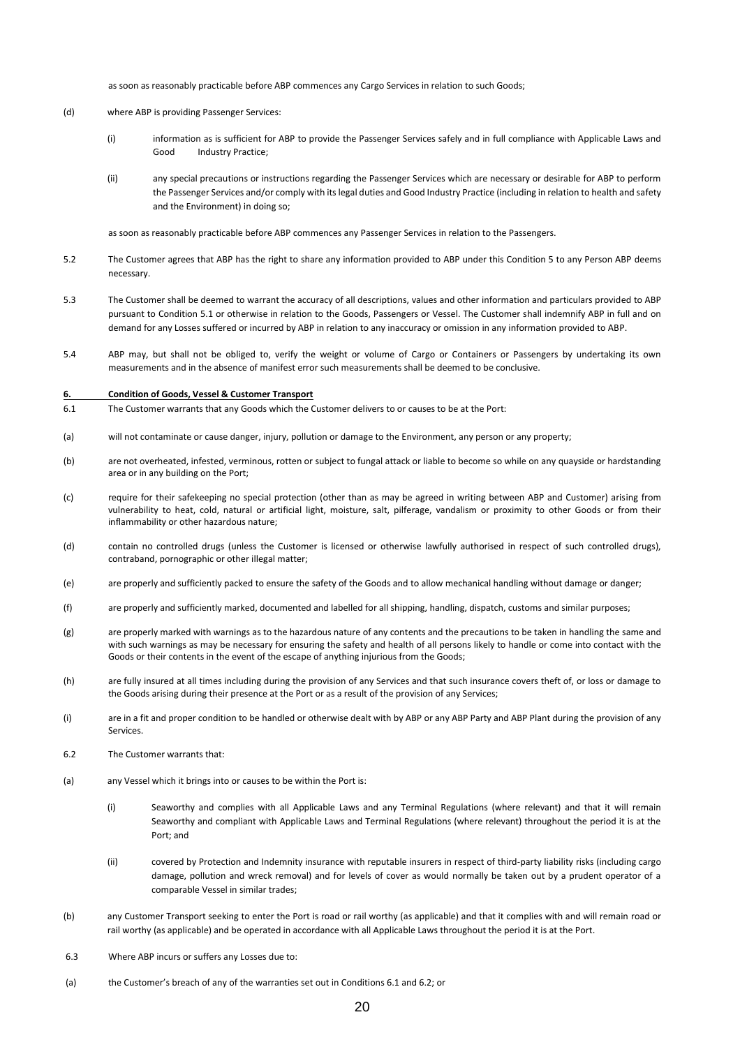as soon as reasonably practicable before ABP commences any Cargo Services in relation to such Goods;

(d) where ABP is providing Passenger Services:

(i) information as is sufficient for ABP to provide the Passenger Services safely and in full compliance with Applicable Laws and Good Industry Practice;

(ii) any special precautions or instructions regarding the Passenger Services which are necessary or desirable for ABP to perform the Passenger Services and/or comply with its legal duties and Good Industry Practice (including in relation to health and safety and the Environment) in doing so;

as soon as reasonably practicable before ABP commences any Passenger Services in relation to the Passengers.

5.2 The Customer agrees that ABP has the right to share any information provided to ABP under this Condition 5 to any Person ABP deems necessary.

5.3 The Customer shall be deemed to warrant the accuracy of all descriptions, values and other information and particulars provided to ABP pursuant to Condition 5.1 or otherwise in relation to the Goods, Passengers or Vessel. The Customer shall indemnify ABP in full and on demand for any Losses suffered or incurred by ABP in relation to any inaccuracy or omission in any information provided to ABP.

5.4 ABP may, but shall not be obliged to, verify the weight or volume of Cargo or Containers or Passengers by undertaking its own measurements and in the absence of manifest error such measurements shall be deemed to be conclusive.

**6. Condition of Goods, Vessel & Customer Transport**

6.1 The Customer warrants that any Goods which the Customer delivers to or causes to be at the Port:

(a) will not contaminate or cause danger, injury, pollution or damage to the Environment, any person or any property;

(b) are not overheated, infested, verminous, rotten or subject to fungal attack or liable to become so while on any quayside or hardstanding area or in any building on the Port;

(c) require for their safekeeping no special protection (other than as may be agreed in writing between ABP and Customer) arising from vulnerability to heat, cold, natural or artificial light, moisture, salt, pilferage, vandalism or proximity to other Goods or from their inflammability or other hazardous nature;

(d) contain no controlled drugs (unless the Customer is licensed or otherwise lawfully authorised in respect of such controlled drugs), contraband, pornographic or other illegal matter;

(e) are properly and sufficiently packed to ensure the safety of the Goods and to allow mechanical handling without damage or danger;

(f) are properly and sufficiently marked, documented and labelled for all shipping, handling, dispatch, customs and similar purposes;

(g) are properly marked with warnings as to the hazardous nature of any contents and the precautions to be taken in handling the same and with such warnings as may be necessary for ensuring the safety and health of all persons likely to handle or come into contact with the Goods or their contents in the event of the escape of anything injurious from the Goods;

(h) are fully insured at all times including during the provision of any Services and that such insurance covers theft of, or loss or damage to the Goods arising during their presence at the Port or as a result of the provision of any Services;

(i) are in a fit and proper condition to be handled or otherwise dealt with by ABP or any ABP Party and ABP Plant during the provision of any Services.

6.2 The Customer warrants that:

(a) any Vessel which it brings into or causes to be within the Port is:

(i) Seaworthy and complies with all Applicable Laws and any Terminal Regulations (where relevant) and that it will remain Seaworthy and compliant with Applicable Laws and Terminal Regulations (where relevant) throughout the period it is at the Port; and

(ii) covered by Protection and Indemnity insurance with reputable insurers in respect of third-party liability risks (including cargo damage, pollution and wreck removal) and for levels of cover as would normally be taken out by a prudent operator of a comparable Vessel in similar trades;

(b) any Customer Transport seeking to enter the Port is road or rail worthy (as applicable) and that it complies with and will remain road or rail worthy (as applicable) and be operated in accordance with all Applicable Laws throughout the period it is at the Port.

6.3 Where ABP incurs or suffers any Losses due to:

(a) the Customer's breach of any of the warranties set out in Conditions 6.1 and 6.2; or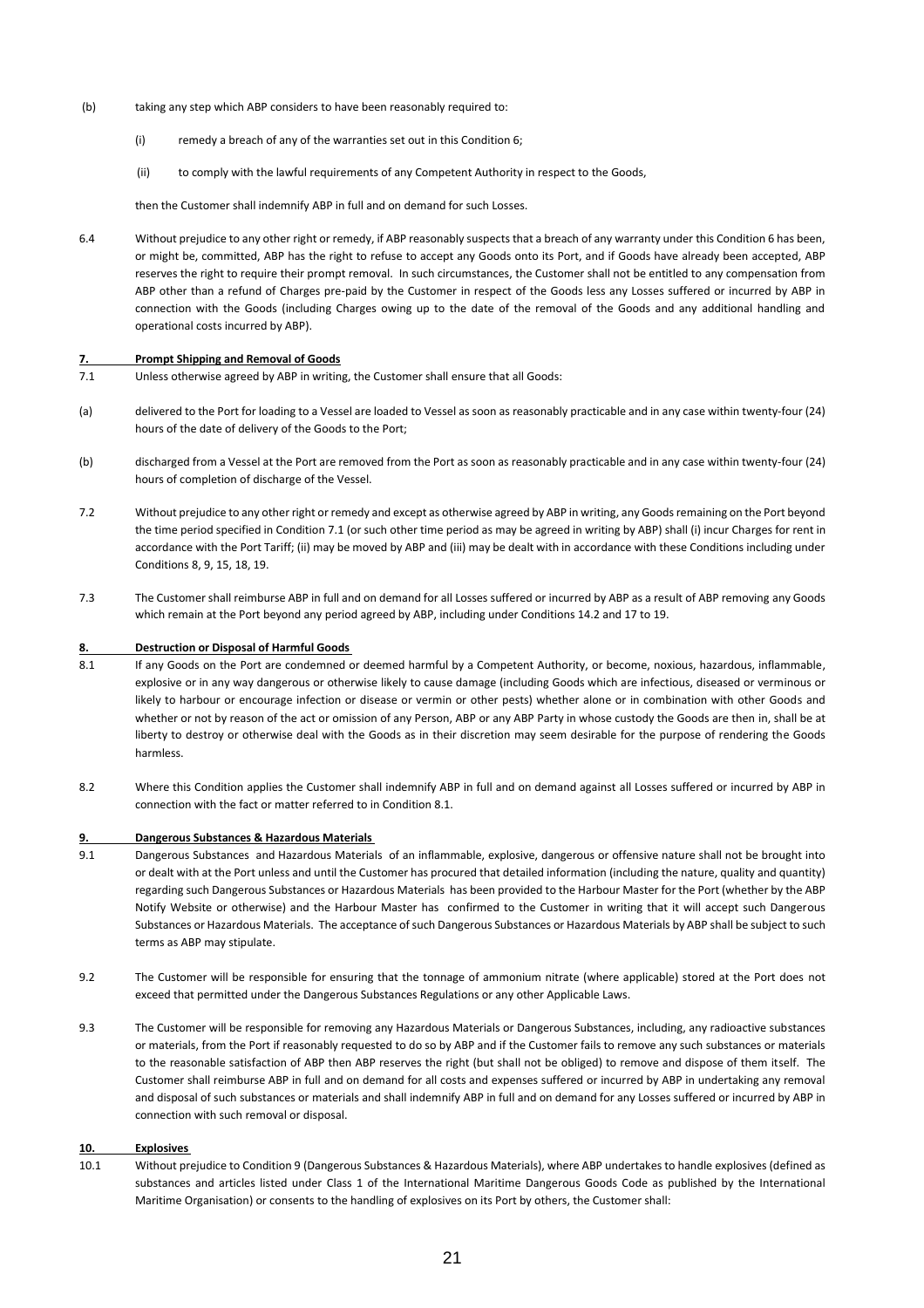(b) taking any step which ABP considers to have been reasonably required to:

(i) remedy a breach of any of the warranties set out in this Condition 6;

(ii) to comply with the lawful requirements of any Competent Authority in respect to the Goods,

then the Customer shall indemnify ABP in full and on demand for such Losses.

6.4 Without prejudice to any other right or remedy, if ABP reasonably suspects that a breach of any warranty under this Condition 6 has been, or might be, committed, ABP has the right to refuse to accept any Goods onto its Port, and if Goods have already been accepted, ABP reserves the right to require their prompt removal. In such circumstances, the Customer shall not be entitled to any compensation from ABP other than a refund of Charges pre-paid by the Customer in respect of the Goods less any Losses suffered or incurred by ABP in connection with the Goods (including Charges owing up to the date of the removal of the Goods and any additional handling and operational costs incurred by ABP).

## 7. Prompt Shipping and Removal of Goods

7.1 Unless otherwise agreed by ABP in writing, the Customer shall ensure that all Goods:

(a) delivered to the Port for loading to a Vessel are loaded to Vessel as soon as reasonably practicable and in any case within twenty-four (24) hours of the date of delivery of the Goods to the Port;

(b) discharged from a Vessel at the Port are removed from the Port as soon as reasonably practicable and in any case within twenty-four (24) hours of completion of discharge of the Vessel.

7.2 Without prejudice to any other right or remedy and except as otherwise agreed by ABP in writing, any Goods remaining on the Port beyond the time period specified in Condition 7.1 (or such other time period as may be agreed in writing by ABP) shall (i) incur Charges for rent in accordance with the Port Tariff; (ii) may be moved by ABP and (iii) may be dealt with in accordance with these Conditions including under Conditions 8, 9, 15, 18, 19.

7.3 The Customer shall reimburse ABP in full and on demand for all Losses suffered or incurred by ABP as a result of ABP removing any Goods which remain at the Port beyond any period agreed by ABP, including under Conditions 14.2 and 17 to 19.

## 8. Destruction or Disposal of Harmful Goods

8.1 If any Goods on the Port are condemned or deemed harmful by a Competent Authority, or become, noxious, hazardous, inflammable, explosive or in any way dangerous or otherwise likely to cause damage (including Goods which are infectious, diseased or verminous or likely to harbour or encourage infection or disease or vermin or other pests) whether alone or in combination with other Goods and whether or not by reason of the act or omission of any Person, ABP or any ABP Party in whose custody the Goods are then in, shall be at liberty to destroy or otherwise deal with the Goods as in their discretion may seem desirable for the purpose of rendering the Goods harmless.

8.2 Where this Condition applies the Customer shall indemnify ABP in full and on demand against all Losses suffered or incurred by ABP in connection with the fact or matter referred to in Condition 8.1.

## 9. Dangerous Substances & Hazardous Materials

9.1 Dangerous Substances and Hazardous Materials of an inflammable, explosive, dangerous or offensive nature shall not be brought into or dealt with at the Port unless and until the Customer has procured that detailed information (including the nature, quality and quantity) regarding such Dangerous Substances or Hazardous Materials has been provided to the Harbour Master for the Port (whether by the ABP Notify Website or otherwise) and the Harbour Master has confirmed to the Customer in writing that it will accept such Dangerous Substances or Hazardous Materials. The acceptance of such Dangerous Substances or Hazardous Materials by ABP shall be subject to such terms as ABP may stipulate.

9.2 The Customer will be responsible for ensuring that the tonnage of ammonium nitrate (where applicable) stored at the Port does not exceed that permitted under the Dangerous Substances Regulations or any other Applicable Laws.

9.3 The Customer will be responsible for removing any Hazardous Materials or Dangerous Substances, including, any radioactive substances or materials, from the Port if reasonably requested to do so by ABP and if the Customer fails to remove any such substances or materials to the reasonable satisfaction of ABP then ABP reserves the right (but shall not be obliged) to remove and dispose of them itself. The Customer shall reimburse ABP in full and on demand for all costs and expenses suffered or incurred by ABP in undertaking any removal and disposal of such substances or materials and shall indemnify ABP in full and on demand for any Losses suffered or incurred by ABP in connection with such removal or disposal.

## 10. Explosives

10.1 Without prejudice to Condition 9 (Dangerous Substances & Hazardous Materials), where ABP undertakes to handle explosives (defined as substances and articles listed under Class 1 of the International Maritime Dangerous Goods Code as published by the International Maritime Organisation) or consents to the handling of explosives on its Port by others, the Customer shall: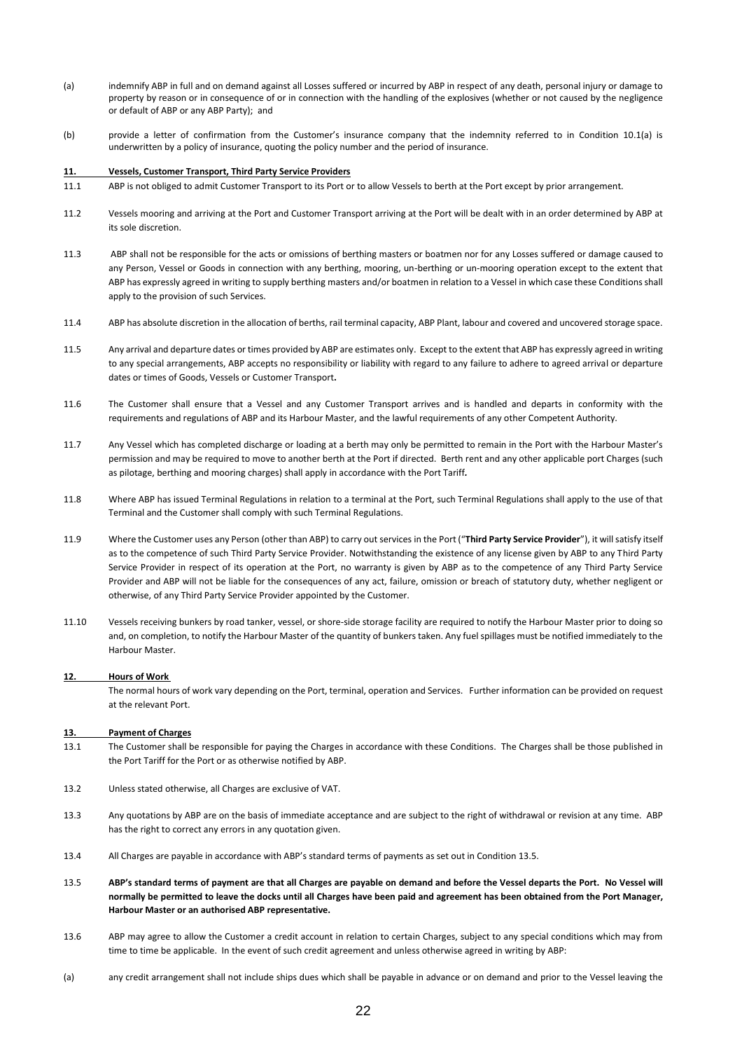(a) indemnify ABP in full and on demand against all Losses suffered or incurred by ABP in respect of any death, personal injury or damage to property by reason or in consequence of or in connection with the handling of the explosives (whether or not caused by the negligence or default of ABP or any ABP Party); and

(b) provide a letter of confirmation from the Customer's insurance company that the indemnity referred to in Condition 10.1(a) is underwritten by a policy of insurance, quoting the policy number and the period of insurance.

**11. Vessels, Customer Transport, Third Party Service Providers**

11.1 ABP is not obliged to admit Customer Transport to its Port or to allow Vessels to berth at the Port except by prior arrangement.

11.2 Vessels mooring and arriving at the Port and Customer Transport arriving at the Port will be dealt with in an order determined by ABP at its sole discretion.

11.3 ABP shall not be responsible for the acts or omissions of berthing masters or boatmen nor for any Losses suffered or damage caused to any Person, Vessel or Goods in connection with any berthing, mooring, un-berthing or un-mooring operation except to the extent that ABP has expressly agreed in writing to supply berthing masters and/or boatmen in relation to a Vessel in which case these Conditions shall apply to the provision of such Services.

11.4 ABP has absolute discretion in the allocation of berths, rail terminal capacity, ABP Plant, labour and covered and uncovered storage space.

11.5 Any arrival and departure dates or times provided by ABP are estimates only. Except to the extent that ABP has expressly agreed in writing to any special arrangements, ABP accepts no responsibility or liability with regard to any failure to adhere to agreed arrival or departure dates or times of Goods, Vessels or Customer Transport**.**

11.6 The Customer shall ensure that a Vessel and any Customer Transport arrives and is handled and departs in conformity with the requirements and regulations of ABP and its Harbour Master, and the lawful requirements of any other Competent Authority.

11.7 Any Vessel which has completed discharge or loading at a berth may only be permitted to remain in the Port with the Harbour Master's permission and may be required to move to another berth at the Port if directed. Berth rent and any other applicable port Charges (such as pilotage, berthing and mooring charges) shall apply in accordance with the Port Tariff**.**

11.8 Where ABP has issued Terminal Regulations in relation to a terminal at the Port, such Terminal Regulations shall apply to the use of that Terminal and the Customer shall comply with such Terminal Regulations.

11.9 Where the Customer uses any Person (other than ABP) to carry out services in the Port ("**Third Party Service Provider**"), it will satisfy itself as to the competence of such Third Party Service Provider. Notwithstanding the existence of any license given by ABP to any Third Party Service Provider in respect of its operation at the Port, no warranty is given by ABP as to the competence of any Third Party Service Provider and ABP will not be liable for the consequences of any act, failure, omission or breach of statutory duty, whether negligent or otherwise, of any Third Party Service Provider appointed by the Customer.

11.10 Vessels receiving bunkers by road tanker, vessel, or shore-side storage facility are required to notify the Harbour Master prior to doing so and, on completion, to notify the Harbour Master of the quantity of bunkers taken. Any fuel spillages must be notified immediately to the Harbour Master.

**12. Hours of Work**

The normal hours of work vary depending on the Port, terminal, operation and Services. Further information can be provided on request at the relevant Port.

**13. Payment of Charges**

13.1 The Customer shall be responsible for paying the Charges in accordance with these Conditions. The Charges shall be those published in the Port Tariff for the Port or as otherwise notified by ABP.

13.2 Unless stated otherwise, all Charges are exclusive of VAT.

13.3 Any quotations by ABP are on the basis of immediate acceptance and are subject to the right of withdrawal or revision at any time. ABP has the right to correct any errors in any quotation given.

13.4 All Charges are payable in accordance with ABP's standard terms of payments as set out in Condition 13.5.

13.5 **ABP's standard terms of payment are that all Charges are payable on demand and before the Vessel departs the Port. No Vessel will normally be permitted to leave the docks until all Charges have been paid and agreement has been obtained from the Port Manager, Harbour Master or an authorised ABP representative.**

13.6 ABP may agree to allow the Customer a credit account in relation to certain Charges, subject to any special conditions which may from time to time be applicable. In the event of such credit agreement and unless otherwise agreed in writing by ABP:

(a) any credit arrangement shall not include ships dues which shall be payable in advance or on demand and prior to the Vessel leaving the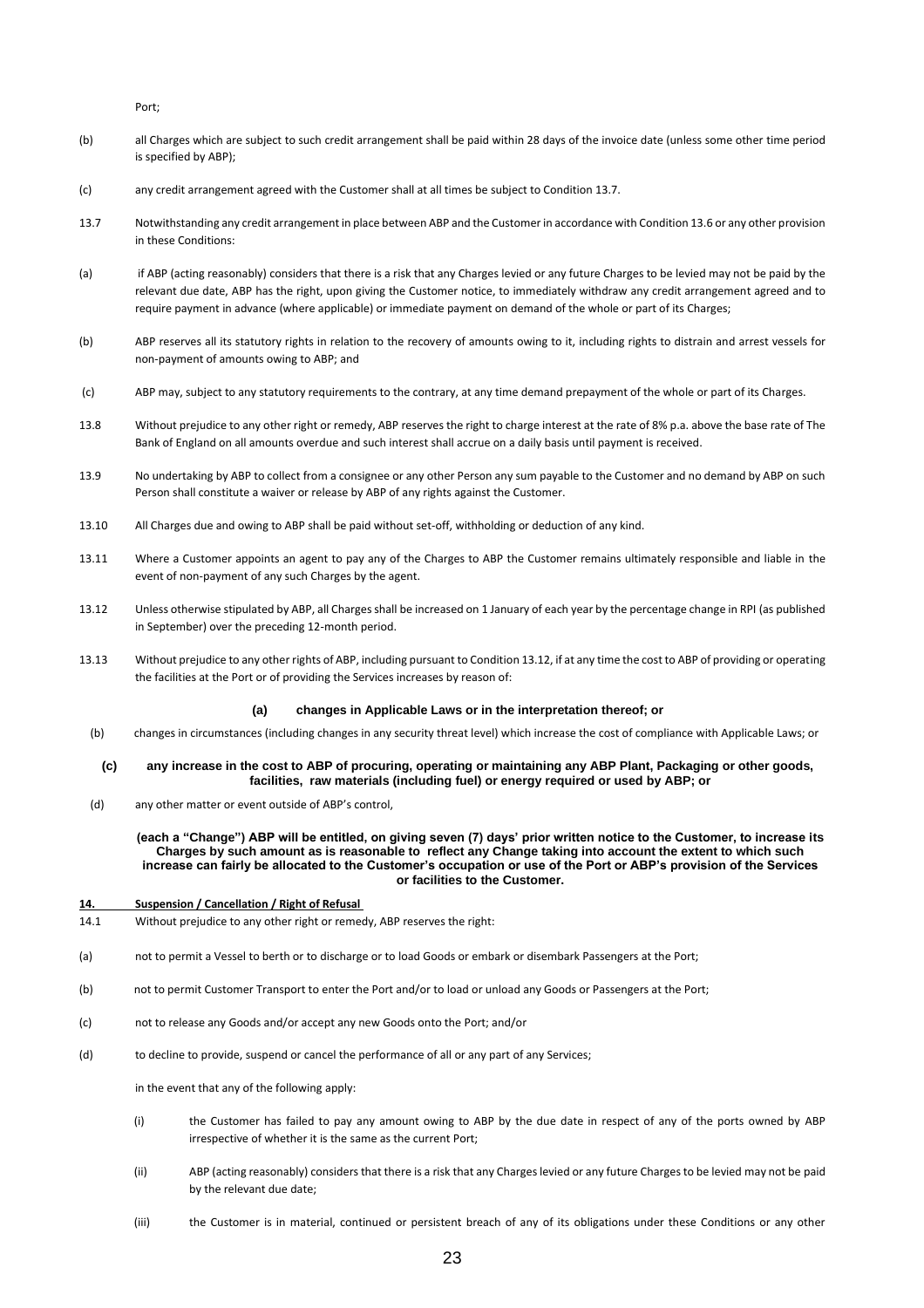Port;

(b) all Charges which are subject to such credit arrangement shall be paid within 28 days of the invoice date (unless some other time period is specified by ABP);

(c) any credit arrangement agreed with the Customer shall at all times be subject to Condition 13.7.

13.7 Notwithstanding any credit arrangement in place between ABP and the Customer in accordance with Condition 13.6 or any other provision in these Conditions:

(a) if ABP (acting reasonably) considers that there is a risk that any Charges levied or any future Charges to be levied may not be paid by the relevant due date, ABP has the right, upon giving the Customer notice, to immediately withdraw any credit arrangement agreed and to require payment in advance (where applicable) or immediate payment on demand of the whole or part of its Charges;

(b) ABP reserves all its statutory rights in relation to the recovery of amounts owing to it, including rights to distrain and arrest vessels for non-payment of amounts owing to ABP; and

(c) ABP may, subject to any statutory requirements to the contrary, at any time demand prepayment of the whole or part of its Charges.

13.8 Without prejudice to any other right or remedy, ABP reserves the right to charge interest at the rate of 8% p.a. above the base rate of The Bank of England on all amounts overdue and such interest shall accrue on a daily basis until payment is received.

13.9 No undertaking by ABP to collect from a consignee or any other Person any sum payable to the Customer and no demand by ABP on such Person shall constitute a waiver or release by ABP of any rights against the Customer.

13.10 All Charges due and owing to ABP shall be paid without set-off, withholding or deduction of any kind.

13.11 Where a Customer appoints an agent to pay any of the Charges to ABP the Customer remains ultimately responsible and liable in the event of non-payment of any such Charges by the agent.

13.12 Unless otherwise stipulated by ABP, all Charges shall be increased on 1 January of each year by the percentage change in RPI (as published in September) over the preceding 12-month period.

13.13 Without prejudice to any other rights of ABP, including pursuant to Condition 13.12, if at any time the cost to ABP of providing or operating the facilities at the Port or of providing the Services increases by reason of:

**(a) changes in Applicable Laws or in the interpretation thereof; or**

(b) changes in circumstances (including changes in any security threat level) which increase the cost of compliance with Applicable Laws; or

**(c) any increase in the cost to ABP of procuring, operating or maintaining any ABP Plant, Packaging or other goods, facilities, raw materials (including fuel) or energy required or used by ABP; or**

(d) any other matter or event outside of ABP's control,

**(each a "Change") ABP will be entitled, on giving seven (7) days' prior written notice to the Customer, to increase its Charges by such amount as is reasonable to reflect any Change taking into account the extent to which such increase can fairly be allocated to the Customer's occupation or use of the Port or ABP's provision of the Services or facilities to the Customer.**

## 14. Suspension / Cancellation / Right of Refusal

14.1 Without prejudice to any other right or remedy, ABP reserves the right:

(a) not to permit a Vessel to berth or to discharge or to load Goods or embark or disembark Passengers at the Port;

(b) not to permit Customer Transport to enter the Port and/or to load or unload any Goods or Passengers at the Port;

(c) not to release any Goods and/or accept any new Goods onto the Port; and/or

(d) to decline to provide, suspend or cancel the performance of all or any part of any Services;

in the event that any of the following apply:

(i) the Customer has failed to pay any amount owing to ABP by the due date in respect of any of the ports owned by ABP irrespective of whether it is the same as the current Port;

(ii) ABP (acting reasonably) considers that there is a risk that any Charges levied or any future Charges to be levied may not be paid by the relevant due date;

(iii) the Customer is in material, continued or persistent breach of any of its obligations under these Conditions or any other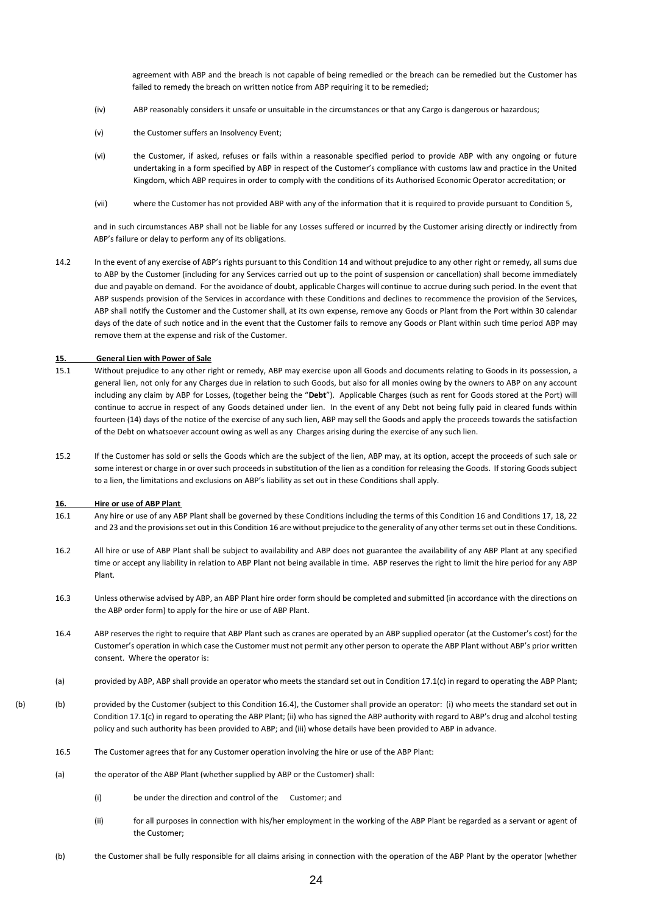agreement with ABP and the breach is not capable of being remedied or the breach can be remedied but the Customer has failed to remedy the breach on written notice from ABP requiring it to be remedied;

(iv) ABP reasonably considers it unsafe or unsuitable in the circumstances or that any Cargo is dangerous or hazardous;

(v) the Customer suffers an Insolvency Event;

(vi) the Customer, if asked, refuses or fails within a reasonable specified period to provide ABP with any ongoing or future undertaking in a form specified by ABP in respect of the Customer's compliance with customs law and practice in the United Kingdom, which ABP requires in order to comply with the conditions of its Authorised Economic Operator accreditation; or

(vii) where the Customer has not provided ABP with any of the information that it is required to provide pursuant to Condition 5,

and in such circumstances ABP shall not be liable for any Losses suffered or incurred by the Customer arising directly or indirectly from ABP's failure or delay to perform any of its obligations.

14.2 In the event of any exercise of ABP's rights pursuant to this Condition 14 and without prejudice to any other right or remedy, all sums due to ABP by the Customer (including for any Services carried out up to the point of suspension or cancellation) shall become immediately due and payable on demand. For the avoidance of doubt, applicable Charges will continue to accrue during such period. In the event that ABP suspends provision of the Services in accordance with these Conditions and declines to recommence the provision of the Services, ABP shall notify the Customer and the Customer shall, at its own expense, remove any Goods or Plant from the Port within 30 calendar days of the date of such notice and in the event that the Customer fails to remove any Goods or Plant within such time period ABP may remove them at the expense and risk of the Customer.

**15. General Lien with Power of Sale**

15.1 Without prejudice to any other right or remedy, ABP may exercise upon all Goods and documents relating to Goods in its possession, a general lien, not only for any Charges due in relation to such Goods, but also for all monies owing by the owners to ABP on any account including any claim by ABP for Losses, (together being the "**Debt**"). Applicable Charges (such as rent for Goods stored at the Port) will continue to accrue in respect of any Goods detained under lien. In the event of any Debt not being fully paid in cleared funds within fourteen (14) days of the notice of the exercise of any such lien, ABP may sell the Goods and apply the proceeds towards the satisfaction of the Debt on whatsoever account owing as well as any Charges arising during the exercise of any such lien.

15.2 If the Customer has sold or sells the Goods which are the subject of the lien, ABP may, at its option, accept the proceeds of such sale or some interest or charge in or over such proceeds in substitution of the lien as a condition for releasing the Goods. If storing Goods subject to a lien, the limitations and exclusions on ABP's liability as set out in these Conditions shall apply.

**16. Hire or use of ABP Plant**

16.1 Any hire or use of any ABP Plant shall be governed by these Conditions including the terms of this Condition 16 and Conditions 17, 18, 22 and 23 and the provisions set out in this Condition 16 are without prejudice to the generality of any other terms set out in these Conditions.

16.2 All hire or use of ABP Plant shall be subject to availability and ABP does not guarantee the availability of any ABP Plant at any specified time or accept any liability in relation to ABP Plant not being available in time. ABP reserves the right to limit the hire period for any ABP Plant.

16.3 Unless otherwise advised by ABP, an ABP Plant hire order form should be completed and submitted (in accordance with the directions on the ABP order form) to apply for the hire or use of ABP Plant.

16.4 ABP reserves the right to require that ABP Plant such as cranes are operated by an ABP supplied operator (at the Customer's cost) for the Customer's operation in which case the Customer must not permit any other person to operate the ABP Plant without ABP's prior written consent. Where the operator is:

(a) provided by ABP, ABP shall provide an operator who meets the standard set out in Condition 17.1(c) in regard to operating the ABP Plant;

(b) provided by the Customer (subject to this Condition 16.4), the Customer shall provide an operator: (i) who meets the standard set out in Condition 17.1(c) in regard to operating the ABP Plant; (ii) who has signed the ABP authority with regard to ABP's drug and alcohol testing policy and such authority has been provided to ABP; and (iii) whose details have been provided to ABP in advance.

16.5 The Customer agrees that for any Customer operation involving the hire or use of the ABP Plant:

(a) the operator of the ABP Plant (whether supplied by ABP or the Customer) shall:

(i) be under the direction and control of the Customer; and

(ii) for all purposes in connection with his/her employment in the working of the ABP Plant be regarded as a servant or agent of the Customer;

(b) the Customer shall be fully responsible for all claims arising in connection with the operation of the ABP Plant by the operator (whether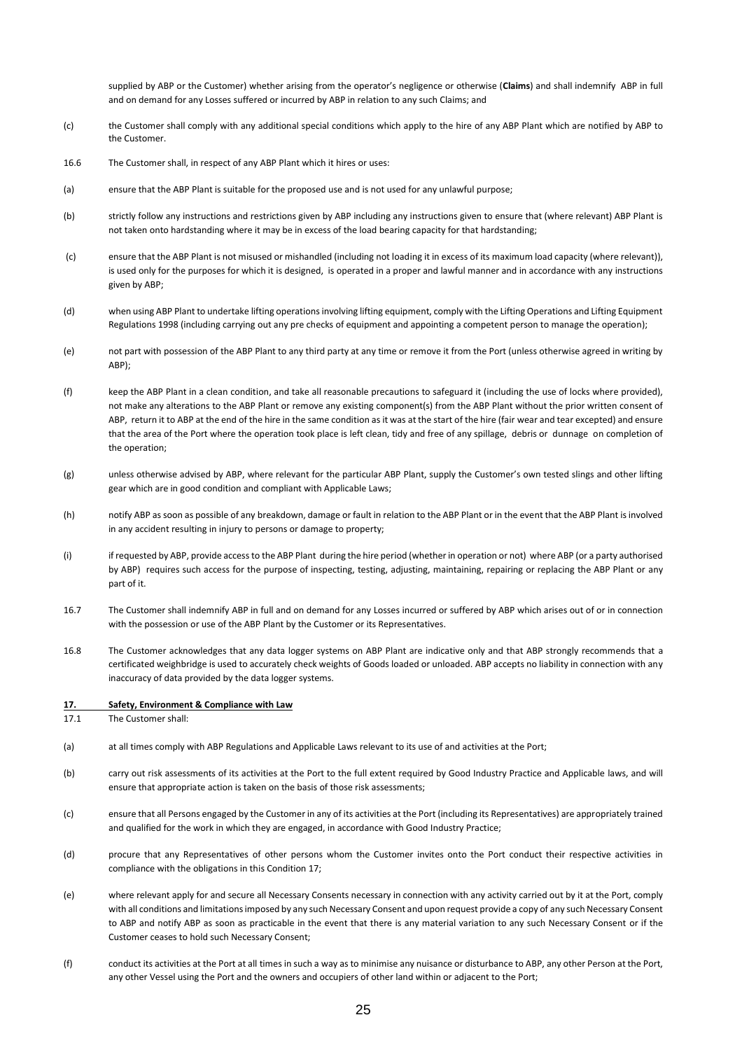supplied by ABP or the Customer) whether arising from the operator's negligence or otherwise (**Claims**) and shall indemnify ABP in full and on demand for any Losses suffered or incurred by ABP in relation to any such Claims; and

(c) the Customer shall comply with any additional special conditions which apply to the hire of any ABP Plant which are notified by ABP to the Customer.

16.6 The Customer shall, in respect of any ABP Plant which it hires or uses:

(a) ensure that the ABP Plant is suitable for the proposed use and is not used for any unlawful purpose;

(b) strictly follow any instructions and restrictions given by ABP including any instructions given to ensure that (where relevant) ABP Plant is not taken onto hardstanding where it may be in excess of the load bearing capacity for that hardstanding;

(c) ensure that the ABP Plant is not misused or mishandled (including not loading it in excess of its maximum load capacity (where relevant)), is used only for the purposes for which it is designed, is operated in a proper and lawful manner and in accordance with any instructions given by ABP;

(d) when using ABP Plant to undertake lifting operations involving lifting equipment, comply with the Lifting Operations and Lifting Equipment Regulations 1998 (including carrying out any pre checks of equipment and appointing a competent person to manage the operation);

(e) not part with possession of the ABP Plant to any third party at any time or remove it from the Port (unless otherwise agreed in writing by ABP);

(f) keep the ABP Plant in a clean condition, and take all reasonable precautions to safeguard it (including the use of locks where provided), not make any alterations to the ABP Plant or remove any existing component(s) from the ABP Plant without the prior written consent of ABP, return it to ABP at the end of the hire in the same condition as it was at the start of the hire (fair wear and tear excepted) and ensure that the area of the Port where the operation took place is left clean, tidy and free of any spillage, debris or dunnage on completion of the operation;

(g) unless otherwise advised by ABP, where relevant for the particular ABP Plant, supply the Customer's own tested slings and other lifting gear which are in good condition and compliant with Applicable Laws;

(h) notify ABP as soon as possible of any breakdown, damage or fault in relation to the ABP Plant or in the event that the ABP Plant is involved in any accident resulting in injury to persons or damage to property;

(i) if requested by ABP, provide access to the ABP Plant during the hire period (whether in operation or not) where ABP (or a party authorised by ABP) requires such access for the purpose of inspecting, testing, adjusting, maintaining, repairing or replacing the ABP Plant or any part of it.

16.7 The Customer shall indemnify ABP in full and on demand for any Losses incurred or suffered by ABP which arises out of or in connection with the possession or use of the ABP Plant by the Customer or its Representatives.

16.8 The Customer acknowledges that any data logger systems on ABP Plant are indicative only and that ABP strongly recommends that a certificated weighbridge is used to accurately check weights of Goods loaded or unloaded. ABP accepts no liability in connection with any inaccuracy of data provided by the data logger systems.

## 17. Safety, Environment & Compliance with Law

17.1 The Customer shall:

(a) at all times comply with ABP Regulations and Applicable Laws relevant to its use of and activities at the Port;

(b) carry out risk assessments of its activities at the Port to the full extent required by Good Industry Practice and Applicable laws, and will ensure that appropriate action is taken on the basis of those risk assessments;

(c) ensure that all Persons engaged by the Customer in any of its activities at the Port (including its Representatives) are appropriately trained and qualified for the work in which they are engaged, in accordance with Good Industry Practice;

(d) procure that any Representatives of other persons whom the Customer invites onto the Port conduct their respective activities in compliance with the obligations in this Condition 17;

(e) where relevant apply for and secure all Necessary Consents necessary in connection with any activity carried out by it at the Port, comply with all conditions and limitations imposed by any such Necessary Consent and upon request provide a copy of any such Necessary Consent to ABP and notify ABP as soon as practicable in the event that there is any material variation to any such Necessary Consent or if the Customer ceases to hold such Necessary Consent;

(f) conduct its activities at the Port at all times in such a way as to minimise any nuisance or disturbance to ABP, any other Person at the Port, any other Vessel using the Port and the owners and occupiers of other land within or adjacent to the Port;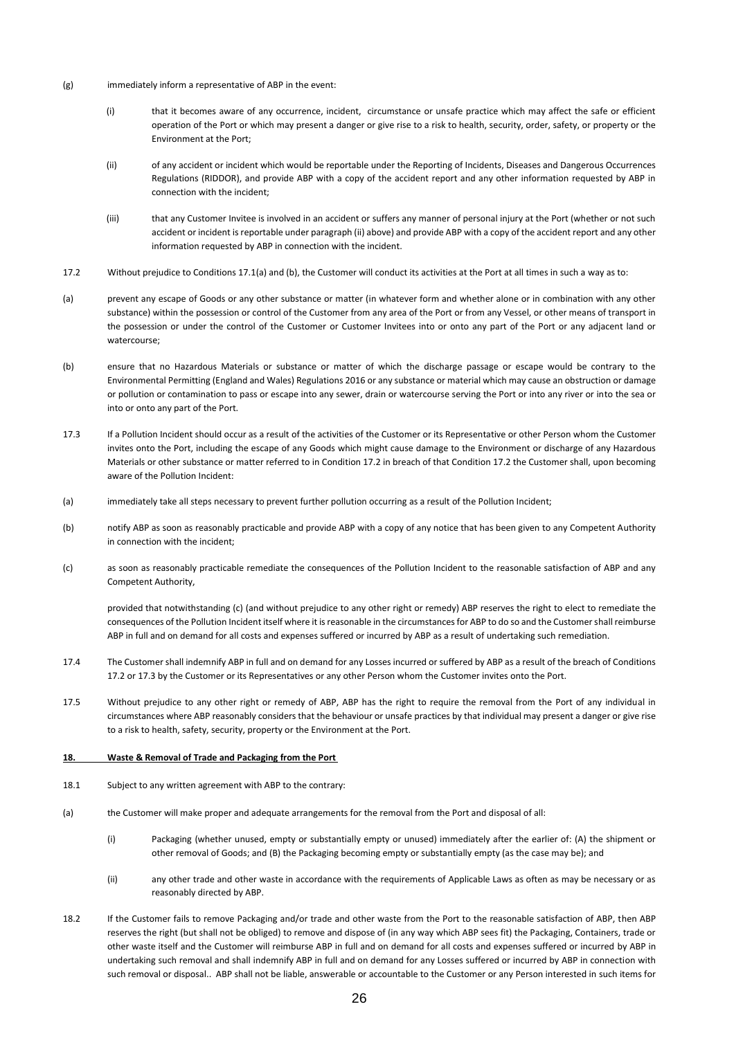(g) immediately inform a representative of ABP in the event:

(i) that it becomes aware of any occurrence, incident, circumstance or unsafe practice which may affect the safe or efficient operation of the Port or which may present a danger or give rise to a risk to health, security, order, safety, or property or the Environment at the Port;

(ii) of any accident or incident which would be reportable under the Reporting of Incidents, Diseases and Dangerous Occurrences Regulations (RIDDOR), and provide ABP with a copy of the accident report and any other information requested by ABP in connection with the incident;

(iii) that any Customer Invitee is involved in an accident or suffers any manner of personal injury at the Port (whether or not such accident or incident is reportable under paragraph (ii) above) and provide ABP with a copy of the accident report and any other information requested by ABP in connection with the incident.

17.2 Without prejudice to Conditions 17.1(a) and (b), the Customer will conduct its activities at the Port at all times in such a way as to:

(a) prevent any escape of Goods or any other substance or matter (in whatever form and whether alone or in combination with any other substance) within the possession or control of the Customer from any area of the Port or from any Vessel, or other means of transport in the possession or under the control of the Customer or Customer Invitees into or onto any part of the Port or any adjacent land or watercourse;

(b) ensure that no Hazardous Materials or substance or matter of which the discharge passage or escape would be contrary to the Environmental Permitting (England and Wales) Regulations 2016 or any substance or material which may cause an obstruction or damage or pollution or contamination to pass or escape into any sewer, drain or watercourse serving the Port or into any river or into the sea or into or onto any part of the Port.

17.3 If a Pollution Incident should occur as a result of the activities of the Customer or its Representative or other Person whom the Customer invites onto the Port, including the escape of any Goods which might cause damage to the Environment or discharge of any Hazardous Materials or other substance or matter referred to in Condition 17.2 in breach of that Condition 17.2 the Customer shall, upon becoming aware of the Pollution Incident:

(a) immediately take all steps necessary to prevent further pollution occurring as a result of the Pollution Incident;

(b) notify ABP as soon as reasonably practicable and provide ABP with a copy of any notice that has been given to any Competent Authority in connection with the incident;

(c) as soon as reasonably practicable remediate the consequences of the Pollution Incident to the reasonable satisfaction of ABP and any Competent Authority,

provided that notwithstanding (c) (and without prejudice to any other right or remedy) ABP reserves the right to elect to remediate the consequences of the Pollution Incident itself where it is reasonable in the circumstances for ABP to do so and the Customer shall reimburse ABP in full and on demand for all costs and expenses suffered or incurred by ABP as a result of undertaking such remediation.

17.4 The Customer shall indemnify ABP in full and on demand for any Losses incurred or suffered by ABP as a result of the breach of Conditions 17.2 or 17.3 by the Customer or its Representatives or any other Person whom the Customer invites onto the Port.

17.5 Without prejudice to any other right or remedy of ABP, ABP has the right to require the removal from the Port of any individual in circumstances where ABP reasonably considers that the behaviour or unsafe practices by that individual may present a danger or give rise to a risk to health, safety, security, property or the Environment at the Port.

## 18. Waste & Removal of Trade and Packaging from the Port

18.1 Subject to any written agreement with ABP to the contrary:

(a) the Customer will make proper and adequate arrangements for the removal from the Port and disposal of all:

(i) Packaging (whether unused, empty or substantially empty or unused) immediately after the earlier of: (A) the shipment or other removal of Goods; and (B) the Packaging becoming empty or substantially empty (as the case may be); and

(ii) any other trade and other waste in accordance with the requirements of Applicable Laws as often as may be necessary or as reasonably directed by ABP.

18.2 If the Customer fails to remove Packaging and/or trade and other waste from the Port to the reasonable satisfaction of ABP, then ABP reserves the right (but shall not be obliged) to remove and dispose of (in any way which ABP sees fit) the Packaging, Containers, trade or other waste itself and the Customer will reimburse ABP in full and on demand for all costs and expenses suffered or incurred by ABP in undertaking such removal and shall indemnify ABP in full and on demand for any Losses suffered or incurred by ABP in connection with such removal or disposal.. ABP shall not be liable, answerable or accountable to the Customer or any Person interested in such items for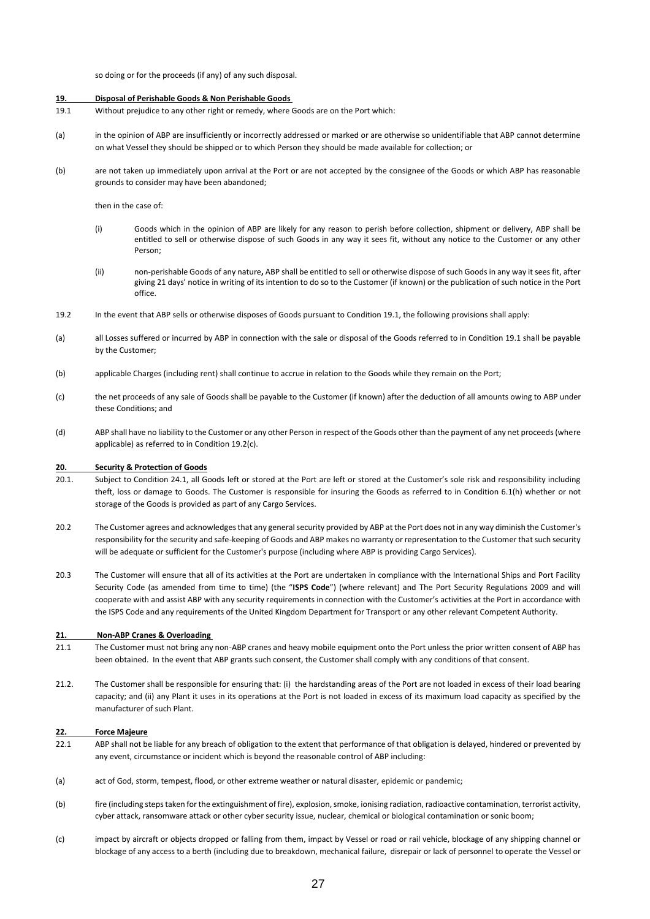so doing or for the proceeds (if any) of any such disposal.

## 19. Disposal of Perishable Goods & Non Perishable Goods

19.1 Without prejudice to any other right or remedy, where Goods are on the Port which:

(a) in the opinion of ABP are insufficiently or incorrectly addressed or marked or are otherwise so unidentifiable that ABP cannot determine on what Vessel they should be shipped or to which Person they should be made available for collection; or

(b) are not taken up immediately upon arrival at the Port or are not accepted by the consignee of the Goods or which ABP has reasonable grounds to consider may have been abandoned;

then in the case of:

(i) Goods which in the opinion of ABP are likely for any reason to perish before collection, shipment or delivery, ABP shall be entitled to sell or otherwise dispose of such Goods in any way it sees fit, without any notice to the Customer or any other Person;

(ii) non-perishable Goods of any nature**,** ABP shall be entitled to sell or otherwise dispose of such Goods in any way it sees fit, after giving 21 days' notice in writing of its intention to do so to the Customer (if known) or the publication of such notice in the Port office.

19.2 In the event that ABP sells or otherwise disposes of Goods pursuant to Condition 19.1, the following provisions shall apply:

(a) all Losses suffered or incurred by ABP in connection with the sale or disposal of the Goods referred to in Condition 19.1 shall be payable by the Customer;

(b) applicable Charges (including rent) shall continue to accrue in relation to the Goods while they remain on the Port;

(c) the net proceeds of any sale of Goods shall be payable to the Customer (if known) after the deduction of all amounts owing to ABP under these Conditions; and

(d) ABP shall have no liability to the Customer or any other Person in respect of the Goods other than the payment of any net proceeds (where applicable) as referred to in Condition 19.2(c).

## 20. Security & Protection of Goods

20.1. Subject to Condition 24.1, all Goods left or stored at the Port are left or stored at the Customer's sole risk and responsibility including theft, loss or damage to Goods. The Customer is responsible for insuring the Goods as referred to in Condition 6.1(h) whether or not storage of the Goods is provided as part of any Cargo Services.

20.2 The Customer agrees and acknowledges that any general security provided by ABP at the Port does not in any way diminish the Customer's responsibility for the security and safe-keeping of Goods and ABP makes no warranty or representation to the Customer that such security will be adequate or sufficient for the Customer's purpose (including where ABP is providing Cargo Services).

20.3 The Customer will ensure that all of its activities at the Port are undertaken in compliance with the International Ships and Port Facility Security Code (as amended from time to time) (the "**ISPS Code**") (where relevant) and The Port Security Regulations 2009 and will cooperate with and assist ABP with any security requirements in connection with the Customer's activities at the Port in accordance with the ISPS Code and any requirements of the United Kingdom Department for Transport or any other relevant Competent Authority.

## 21. Non-ABP Cranes & Overloading

21.1 The Customer must not bring any non-ABP cranes and heavy mobile equipment onto the Port unless the prior written consent of ABP has been obtained. In the event that ABP grants such consent, the Customer shall comply with any conditions of that consent.

21.2. The Customer shall be responsible for ensuring that: (i) the hardstanding areas of the Port are not loaded in excess of their load bearing capacity; and (ii) any Plant it uses in its operations at the Port is not loaded in excess of its maximum load capacity as specified by the manufacturer of such Plant.

## 22. Force Majeure

22.1 ABP shall not be liable for any breach of obligation to the extent that performance of that obligation is delayed, hindered or prevented by any event, circumstance or incident which is beyond the reasonable control of ABP including:

(a) act of God, storm, tempest, flood, or other extreme weather or natural disaster, epidemic or pandemic;

(b) fire (including steps taken for the extinguishment of fire), explosion, smoke, ionising radiation, radioactive contamination, terrorist activity, cyber attack, ransomware attack or other cyber security issue, nuclear, chemical or biological contamination or sonic boom;

(c) impact by aircraft or objects dropped or falling from them, impact by Vessel or road or rail vehicle, blockage of any shipping channel or blockage of any access to a berth (including due to breakdown, mechanical failure, disrepair or lack of personnel to operate the Vessel or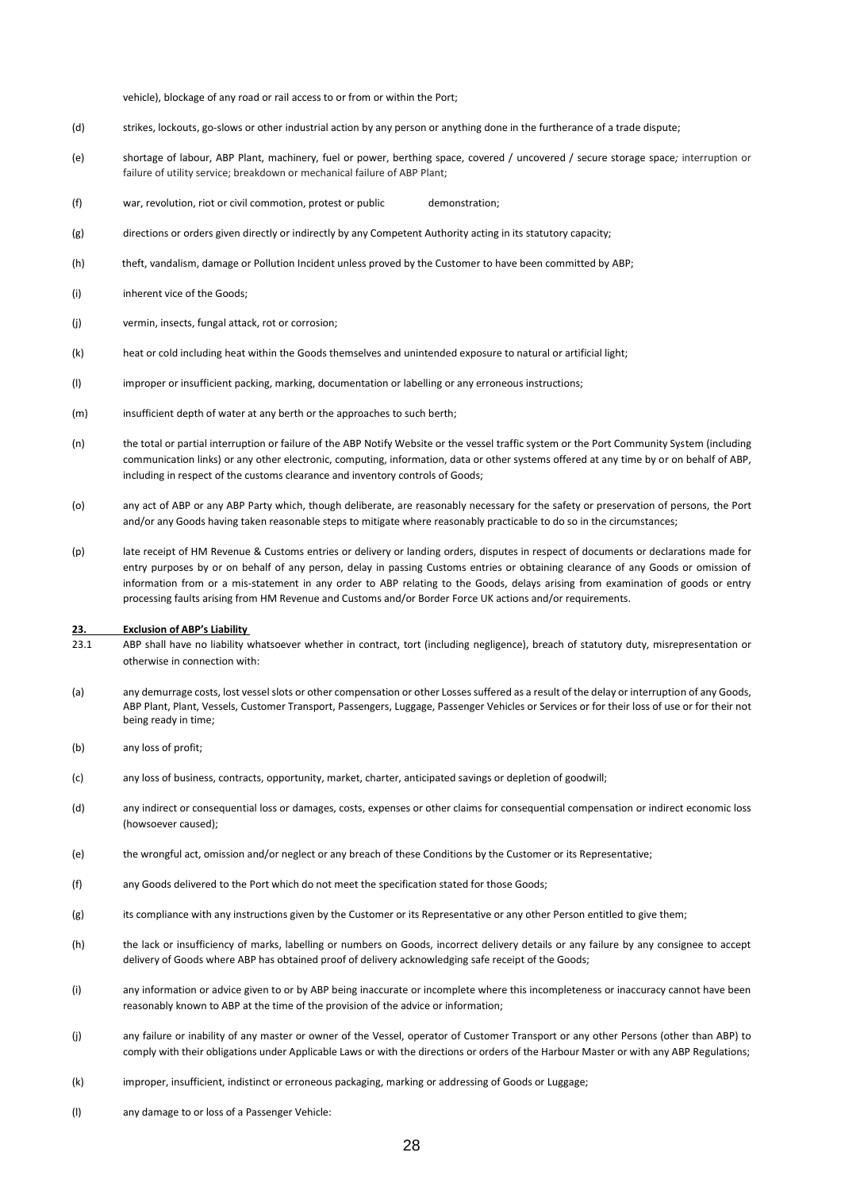vehicle), blockage of any road or rail access to or from or within the Port;

(d) strikes, lockouts, go-slows or other industrial action by any person or anything done in the furtherance of a trade dispute;

(e) shortage of labour, ABP Plant, machinery, fuel or power, berthing space, covered / uncovered / secure storage space; interruption or failure of utility service; breakdown or mechanical failure of ABP Plant;

(f) war, revolution, riot or civil commotion, protest or public demonstration;

(g) directions or orders given directly or indirectly by any Competent Authority acting in its statutory capacity;

(h) theft, vandalism, damage or Pollution Incident unless proved by the Customer to have been committed by ABP;

(i) inherent vice of the Goods;

(j) vermin, insects, fungal attack, rot or corrosion;

(k) heat or cold including heat within the Goods themselves and unintended exposure to natural or artificial light;

(l) improper or insufficient packing, marking, documentation or labelling or any erroneous instructions;

(m) insufficient depth of water at any berth or the approaches to such berth;

(n) the total or partial interruption or failure of the ABP Notify Website or the vessel traffic system or the Port Community System (including communication links) or any other electronic, computing, information, data or other systems offered at any time by or on behalf of ABP, including in respect of the customs clearance and inventory controls of Goods;

(o) any act of ABP or any ABP Party which, though deliberate, are reasonably necessary for the safety or preservation of persons, the Port and/or any Goods having taken reasonable steps to mitigate where reasonably practicable to do so in the circumstances;

(p) late receipt of HM Revenue & Customs entries or delivery or landing orders, disputes in respect of documents or declarations made for entry purposes by or on behalf of any person, delay in passing Customs entries or obtaining clearance of any Goods or omission of information from or a mis-statement in any order to ABP relating to the Goods, delays arising from examination of goods or entry processing faults arising from HM Revenue and Customs and/or Border Force UK actions and/or requirements.

## 23. Exclusion of ABP's Liability

23.1 ABP shall have no liability whatsoever whether in contract, tort (including negligence), breach of statutory duty, misrepresentation or otherwise in connection with:

(a) any demurrage costs, lost vessel slots or other compensation or other Losses suffered as a result of the delay or interruption of any Goods, ABP Plant, Plant, Vessels, Customer Transport, Passengers, Luggage, Passenger Vehicles or Services or for their loss of use or for their not being ready in time;

(b) any loss of profit;

(c) any loss of business, contracts, opportunity, market, charter, anticipated savings or depletion of goodwill;

(d) any indirect or consequential loss or damages, costs, expenses or other claims for consequential compensation or indirect economic loss (howsoever caused);

(e) the wrongful act, omission and/or neglect or any breach of these Conditions by the Customer or its Representative;

(f) any Goods delivered to the Port which do not meet the specification stated for those Goods;

(g) its compliance with any instructions given by the Customer or its Representative or any other Person entitled to give them;

(h) the lack or insufficiency of marks, labelling or numbers on Goods, incorrect delivery details or any failure by any consignee to accept delivery of Goods where ABP has obtained proof of delivery acknowledging safe receipt of the Goods;

(i) any information or advice given to or by ABP being inaccurate or incomplete where this incompleteness or inaccuracy cannot have been reasonably known to ABP at the time of the provision of the advice or information;

(j) any failure or inability of any master or owner of the Vessel, operator of Customer Transport or any other Persons (other than ABP) to comply with their obligations under Applicable Laws or with the directions or orders of the Harbour Master or with any ABP Regulations;

(k) improper, insufficient, indistinct or erroneous packaging, marking or addressing of Goods or Luggage;

(l) any damage to or loss of a Passenger Vehicle: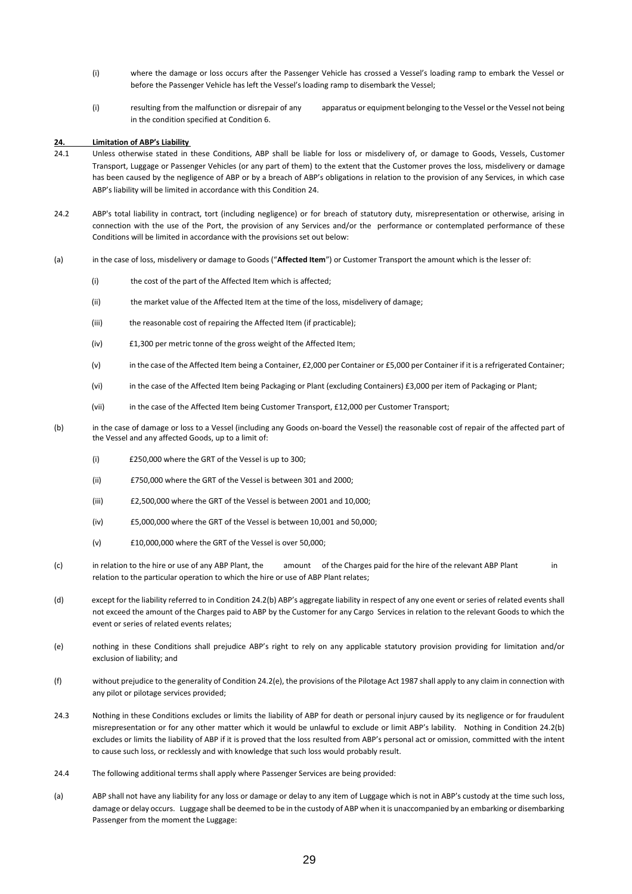(i) where the damage or loss occurs after the Passenger Vehicle has crossed a Vessel's loading ramp to embark the Vessel or before the Passenger Vehicle has left the Vessel's loading ramp to disembark the Vessel;

(i) resulting from the malfunction or disrepair of any apparatus or equipment belonging to the Vessel or the Vessel not being in the condition specified at Condition 6.

## 24. Limitation of ABP's Liability

24.1 Unless otherwise stated in these Conditions, ABP shall be liable for loss or misdelivery of, or damage to Goods, Vessels, Customer Transport, Luggage or Passenger Vehicles (or any part of them) to the extent that the Customer proves the loss, misdelivery or damage has been caused by the negligence of ABP or by a breach of ABP's obligations in relation to the provision of any Services, in which case ABP's liability will be limited in accordance with this Condition 24.

24.2 ABP's total liability in contract, tort (including negligence) or for breach of statutory duty, misrepresentation or otherwise, arising in connection with the use of the Port, the provision of any Services and/or the performance or contemplated performance of these Conditions will be limited in accordance with the provisions set out below:

(a) in the case of loss, misdelivery or damage to Goods ("**Affected Item**") or Customer Transport the amount which is the lesser of:

(i) the cost of the part of the Affected Item which is affected;

(ii) the market value of the Affected Item at the time of the loss, misdelivery of damage;

(iii) the reasonable cost of repairing the Affected Item (if practicable);

(iv) £1,300 per metric tonne of the gross weight of the Affected Item;

(v) in the case of the Affected Item being a Container, £2,000 per Container or £5,000 per Container if it is a refrigerated Container;

(vi) in the case of the Affected Item being Packaging or Plant (excluding Containers) £3,000 per item of Packaging or Plant;

(vii) in the case of the Affected Item being Customer Transport, £12,000 per Customer Transport;

(b) in the case of damage or loss to a Vessel (including any Goods on-board the Vessel) the reasonable cost of repair of the affected part of the Vessel and any affected Goods, up to a limit of:

(i) £250,000 where the GRT of the Vessel is up to 300;

(ii) £750,000 where the GRT of the Vessel is between 301 and 2000;

(iii) £2,500,000 where the GRT of the Vessel is between 2001 and 10,000;

(iv) £5,000,000 where the GRT of the Vessel is between 10,001 and 50,000;

(v) £10,000,000 where the GRT of the Vessel is over 50,000;

(c) in relation to the hire or use of any ABP Plant, the amount of the Charges paid for the hire of the relevant ABP Plant in relation to the particular operation to which the hire or use of ABP Plant relates;

(d) except for the liability referred to in Condition 24.2(b) ABP's aggregate liability in respect of any one event or series of related events shall not exceed the amount of the Charges paid to ABP by the Customer for any Cargo Services in relation to the relevant Goods to which the event or series of related events relates;

(e) nothing in these Conditions shall prejudice ABP's right to rely on any applicable statutory provision providing for limitation and/or exclusion of liability; and

(f) without prejudice to the generality of Condition 24.2(e), the provisions of the Pilotage Act 1987 shall apply to any claim in connection with any pilot or pilotage services provided;

24.3 Nothing in these Conditions excludes or limits the liability of ABP for death or personal injury caused by its negligence or for fraudulent misrepresentation or for any other matter which it would be unlawful to exclude or limit ABP's lability. Nothing in Condition 24.2(b) excludes or limits the liability of ABP if it is proved that the loss resulted from ABP's personal act or omission, committed with the intent to cause such loss, or recklessly and with knowledge that such loss would probably result.

24.4 The following additional terms shall apply where Passenger Services are being provided:

(a) ABP shall not have any liability for any loss or damage or delay to any item of Luggage which is not in ABP's custody at the time such loss, damage or delay occurs. Luggage shall be deemed to be in the custody of ABP when it is unaccompanied by an embarking or disembarking Passenger from the moment the Luggage: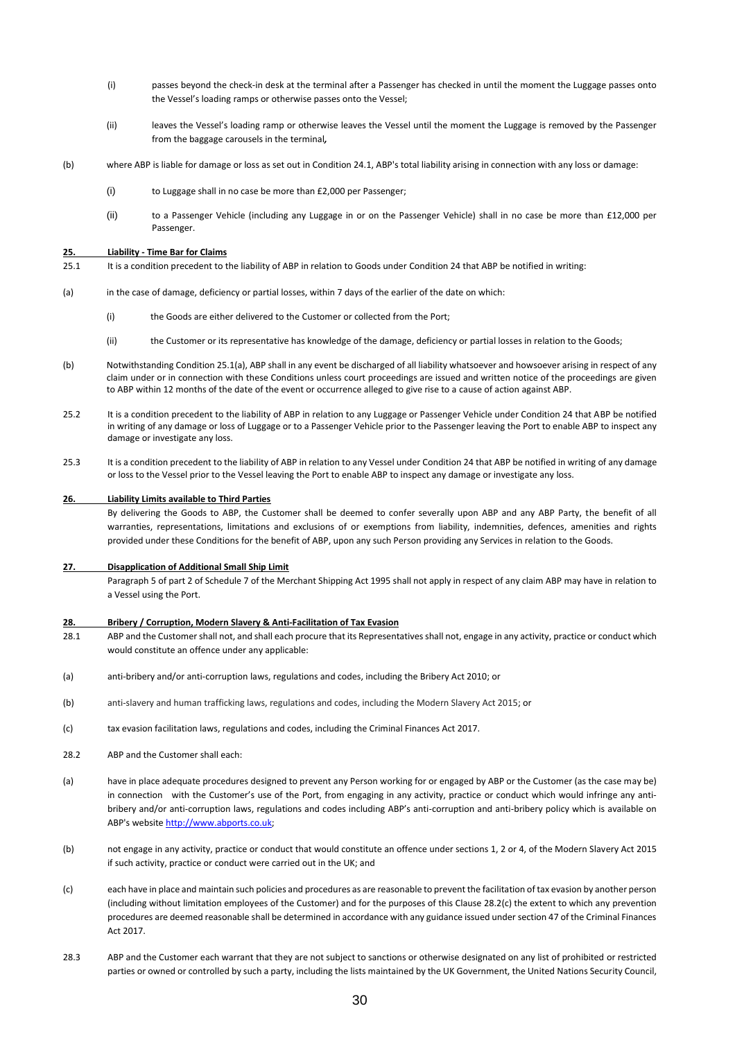(i) passes beyond the check-in desk at the terminal after a Passenger has checked in until the moment the Luggage passes onto the Vessel's loading ramps or otherwise passes onto the Vessel;

(ii) leaves the Vessel's loading ramp or otherwise leaves the Vessel until the moment the Luggage is removed by the Passenger from the baggage carousels in the terminal*,*

(b) where ABP is liable for damage or loss as set out in Condition 24.1, ABP's total liability arising in connection with any loss or damage:

(i) to Luggage shall in no case be more than £2,000 per Passenger;

(ii) to a Passenger Vehicle (including any Luggage in or on the Passenger Vehicle) shall in no case be more than £12,000 per Passenger.

## 25. Liability - Time Bar for Claims

25.1 It is a condition precedent to the liability of ABP in relation to Goods under Condition 24 that ABP be notified in writing:

(a) in the case of damage, deficiency or partial losses, within 7 days of the earlier of the date on which:

(i) the Goods are either delivered to the Customer or collected from the Port;

(ii) the Customer or its representative has knowledge of the damage, deficiency or partial losses in relation to the Goods;

(b) Notwithstanding Condition 25.1(a), ABP shall in any event be discharged of all liability whatsoever and howsoever arising in respect of any claim under or in connection with these Conditions unless court proceedings are issued and written notice of the proceedings are given to ABP within 12 months of the date of the event or occurrence alleged to give rise to a cause of action against ABP.

25.2 It is a condition precedent to the liability of ABP in relation to any Luggage or Passenger Vehicle under Condition 24 that ABP be notified in writing of any damage or loss of Luggage or to a Passenger Vehicle prior to the Passenger leaving the Port to enable ABP to inspect any damage or investigate any loss.

25.3 It is a condition precedent to the liability of ABP in relation to any Vessel under Condition 24 that ABP be notified in writing of any damage or loss to the Vessel prior to the Vessel leaving the Port to enable ABP to inspect any damage or investigate any loss.

## 26. Liability Limits available to Third Parties

By delivering the Goods to ABP, the Customer shall be deemed to confer severally upon ABP and any ABP Party, the benefit of all warranties, representations, limitations and exclusions of or exemptions from liability, indemnities, defences, amenities and rights provided under these Conditions for the benefit of ABP, upon any such Person providing any Services in relation to the Goods.

## 27. Disapplication of Additional Small Ship Limit

Paragraph 5 of part 2 of Schedule 7 of the Merchant Shipping Act 1995 shall not apply in respect of any claim ABP may have in relation to a Vessel using the Port.

## 28. Bribery / Corruption, Modern Slavery & Anti-Facilitation of Tax Evasion

28.1 ABP and the Customer shall not, and shall each procure that its Representatives shall not, engage in any activity, practice or conduct which would constitute an offence under any applicable:

(a) anti-bribery and/or anti-corruption laws, regulations and codes, including the Bribery Act 2010; or

(b) anti-slavery and human trafficking laws, regulations and codes, including the Modern Slavery Act 2015; or

(c) tax evasion facilitation laws, regulations and codes, including the Criminal Finances Act 2017.

28.2 ABP and the Customer shall each:

(a) have in place adequate procedures designed to prevent any Person working for or engaged by ABP or the Customer (as the case may be) in connection with the Customer's use of the Port, from engaging in any activity, practice or conduct which would infringe any anti-bribery and/or anti-corruption laws, regulations and codes including ABP's anti-corruption and anti-bribery policy which is available on ABP's website http://www.abports.co.uk;

(b) not engage in any activity, practice or conduct that would constitute an offence under sections 1, 2 or 4, of the Modern Slavery Act 2015 if such activity, practice or conduct were carried out in the UK; and

(c) each have in place and maintain such policies and procedures as are reasonable to prevent the facilitation of tax evasion by another person (including without limitation employees of the Customer) and for the purposes of this Clause 28.2(c) the extent to which any prevention procedures are deemed reasonable shall be determined in accordance with any guidance issued under section 47 of the Criminal Finances Act 2017.

28.3 ABP and the Customer each warrant that they are not subject to sanctions or otherwise designated on any list of prohibited or restricted parties or owned or controlled by such a party, including the lists maintained by the UK Government, the United Nations Security Council,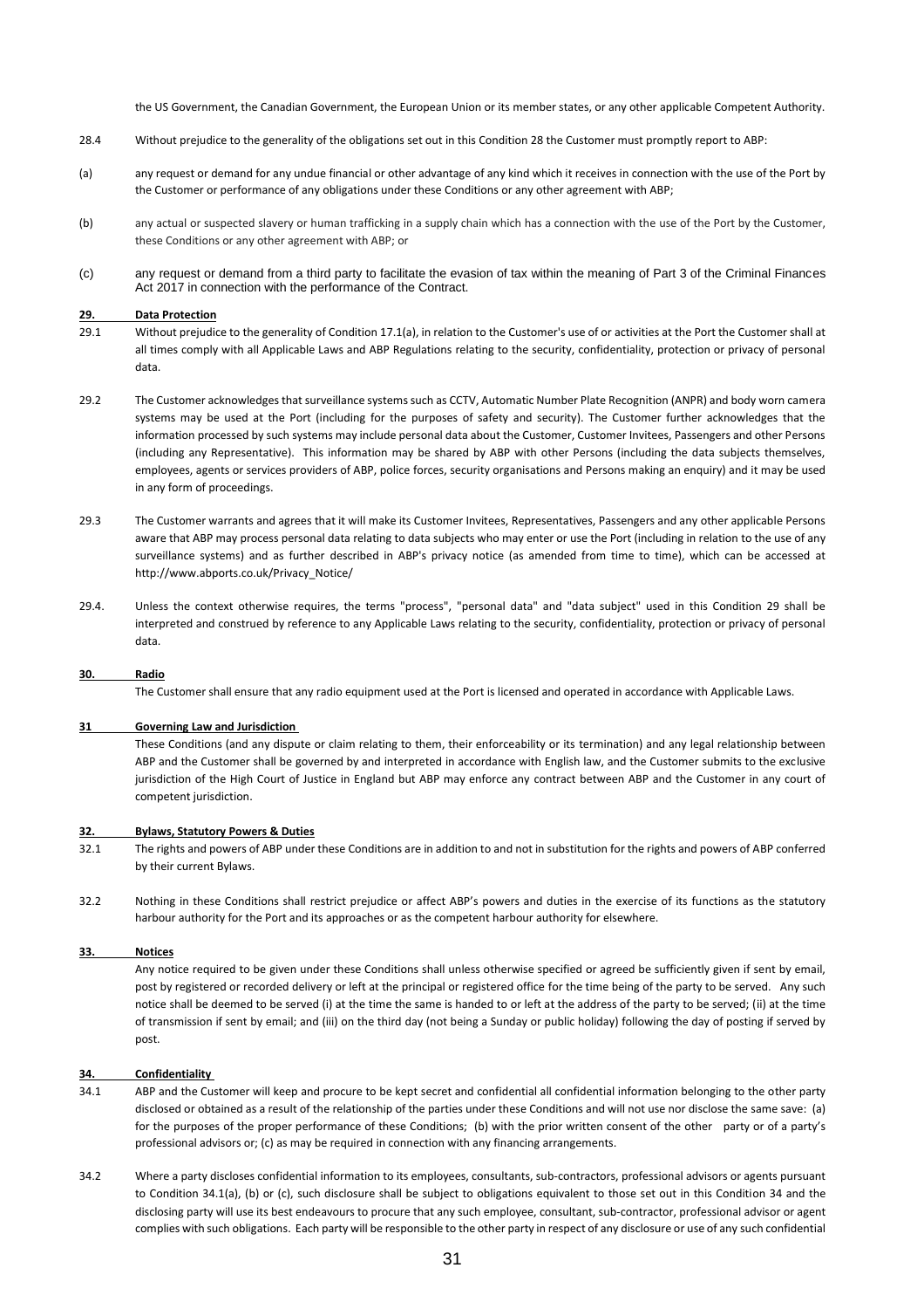the US Government, the Canadian Government, the European Union or its member states, or any other applicable Competent Authority.

28.4 Without prejudice to the generality of the obligations set out in this Condition 28 the Customer must promptly report to ABP:

(a) any request or demand for any undue financial or other advantage of any kind which it receives in connection with the use of the Port by the Customer or performance of any obligations under these Conditions or any other agreement with ABP;

(b) any actual or suspected slavery or human trafficking in a supply chain which has a connection with the use of the Port by the Customer, these Conditions or any other agreement with ABP; or

(c) any request or demand from a third party to facilitate the evasion of tax within the meaning of Part 3 of the Criminal Finances Act 2017 in connection with the performance of the Contract.

## 29. Data Protection

29.1 Without prejudice to the generality of Condition 17.1(a), in relation to the Customer's use of or activities at the Port the Customer shall at all times comply with all Applicable Laws and ABP Regulations relating to the security, confidentiality, protection or privacy of personal data.

29.2 The Customer acknowledges that surveillance systems such as CCTV, Automatic Number Plate Recognition (ANPR) and body worn camera systems may be used at the Port (including for the purposes of safety and security). The Customer further acknowledges that the information processed by such systems may include personal data about the Customer, Customer Invitees, Passengers and other Persons (including any Representative). This information may be shared by ABP with other Persons (including the data subjects themselves, employees, agents or services providers of ABP, police forces, security organisations and Persons making an enquiry) and it may be used in any form of proceedings.

29.3 The Customer warrants and agrees that it will make its Customer Invitees, Representatives, Passengers and any other applicable Persons aware that ABP may process personal data relating to data subjects who may enter or use the Port (including in relation to the use of any surveillance systems) and as further described in ABP's privacy notice (as amended from time to time), which can be accessed at http://www.abports.co.uk/Privacy_Notice/

29.4. Unless the context otherwise requires, the terms "process", "personal data" and "data subject" used in this Condition 29 shall be interpreted and construed by reference to any Applicable Laws relating to the security, confidentiality, protection or privacy of personal data.

## 30. Radio

The Customer shall ensure that any radio equipment used at the Port is licensed and operated in accordance with Applicable Laws.

## 31 Governing Law and Jurisdiction

These Conditions (and any dispute or claim relating to them, their enforceability or its termination) and any legal relationship between ABP and the Customer shall be governed by and interpreted in accordance with English law, and the Customer submits to the exclusive jurisdiction of the High Court of Justice in England but ABP may enforce any contract between ABP and the Customer in any court of competent jurisdiction.

## 32. Bylaws, Statutory Powers & Duties

32.1 The rights and powers of ABP under these Conditions are in addition to and not in substitution for the rights and powers of ABP conferred by their current Bylaws.

32.2 Nothing in these Conditions shall restrict prejudice or affect ABP's powers and duties in the exercise of its functions as the statutory harbour authority for the Port and its approaches or as the competent harbour authority for elsewhere.

## 33. Notices

Any notice required to be given under these Conditions shall unless otherwise specified or agreed be sufficiently given if sent by email, post by registered or recorded delivery or left at the principal or registered office for the time being of the party to be served. Any such notice shall be deemed to be served (i) at the time the same is handed to or left at the address of the party to be served; (ii) at the time of transmission if sent by email; and (iii) on the third day (not being a Sunday or public holiday) following the day of posting if served by post.

## 34. Confidentiality

34.1 ABP and the Customer will keep and procure to be kept secret and confidential all confidential information belonging to the other party disclosed or obtained as a result of the relationship of the parties under these Conditions and will not use nor disclose the same save: (a) for the purposes of the proper performance of these Conditions; (b) with the prior written consent of the other party or of a party's professional advisors or; (c) as may be required in connection with any financing arrangements.

34.2 Where a party discloses confidential information to its employees, consultants, sub-contractors, professional advisors or agents pursuant to Condition 34.1(a), (b) or (c), such disclosure shall be subject to obligations equivalent to those set out in this Condition 34 and the disclosing party will use its best endeavours to procure that any such employee, consultant, sub-contractor, professional advisor or agent complies with such obligations. Each party will be responsible to the other party in respect of any disclosure or use of any such confidential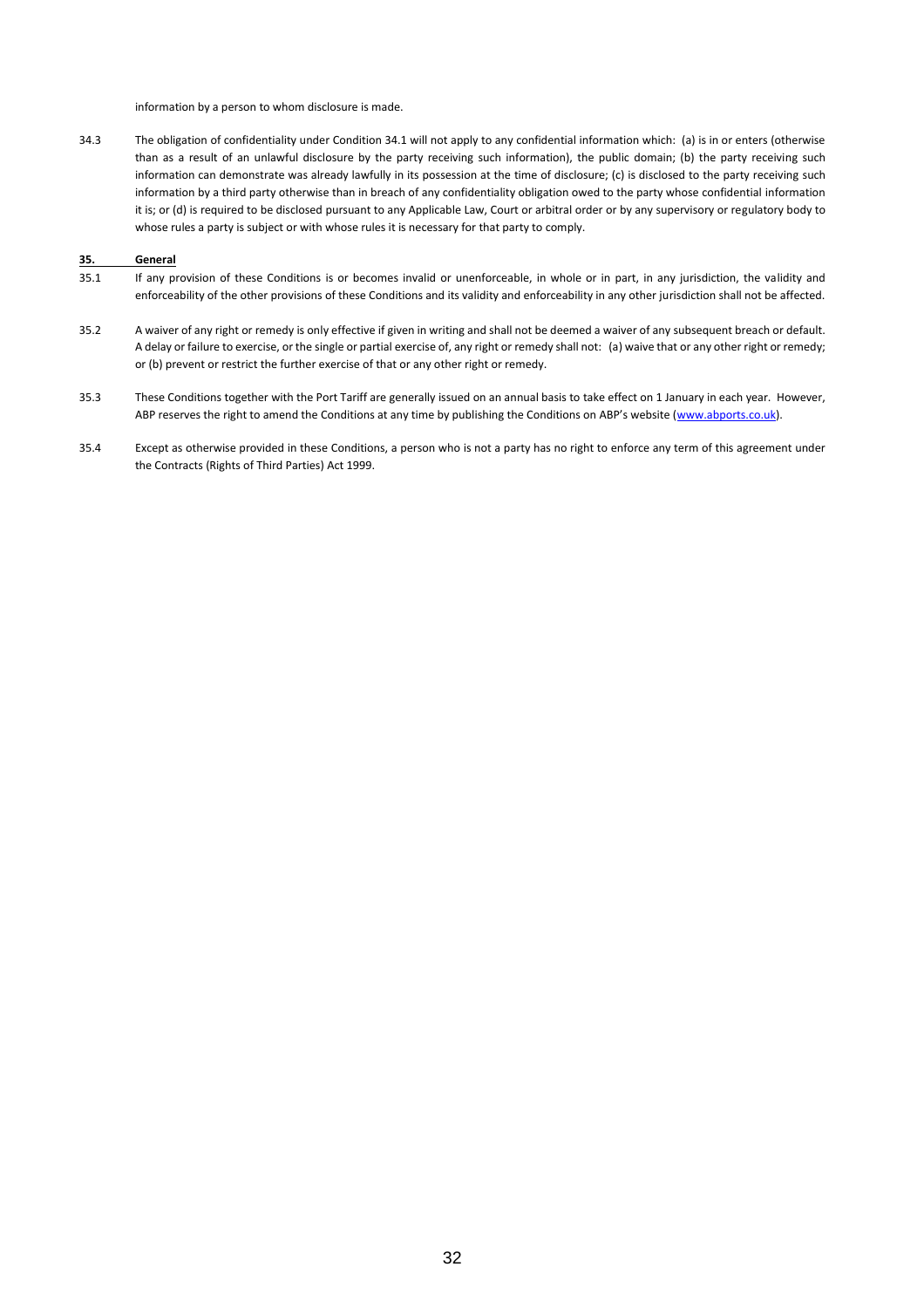information by a person to whom disclosure is made.

34.3 The obligation of confidentiality under Condition 34.1 will not apply to any confidential information which: (a) is in or enters (otherwise than as a result of an unlawful disclosure by the party receiving such information), the public domain; (b) the party receiving such information can demonstrate was already lawfully in its possession at the time of disclosure; (c) is disclosed to the party receiving such information by a third party otherwise than in breach of any confidentiality obligation owed to the party whose confidential information it is; or (d) is required to be disclosed pursuant to any Applicable Law, Court or arbitral order or by any supervisory or regulatory body to whose rules a party is subject or with whose rules it is necessary for that party to comply.

**35. General**

35.1 If any provision of these Conditions is or becomes invalid or unenforceable, in whole or in part, in any jurisdiction, the validity and enforceability of the other provisions of these Conditions and its validity and enforceability in any other jurisdiction shall not be affected.

35.2 A waiver of any right or remedy is only effective if given in writing and shall not be deemed a waiver of any subsequent breach or default. A delay or failure to exercise, or the single or partial exercise of, any right or remedy shall not: (a) waive that or any other right or remedy; or (b) prevent or restrict the further exercise of that or any other right or remedy.

35.3 These Conditions together with the Port Tariff are generally issued on an annual basis to take effect on 1 January in each year. However, ABP reserves the right to amend the Conditions at any time by publishing the Conditions on ABP's website (www.abports.co.uk).

35.4 Except as otherwise provided in these Conditions, a person who is not a party has no right to enforce any term of this agreement under the Contracts (Rights of Third Parties) Act 1999.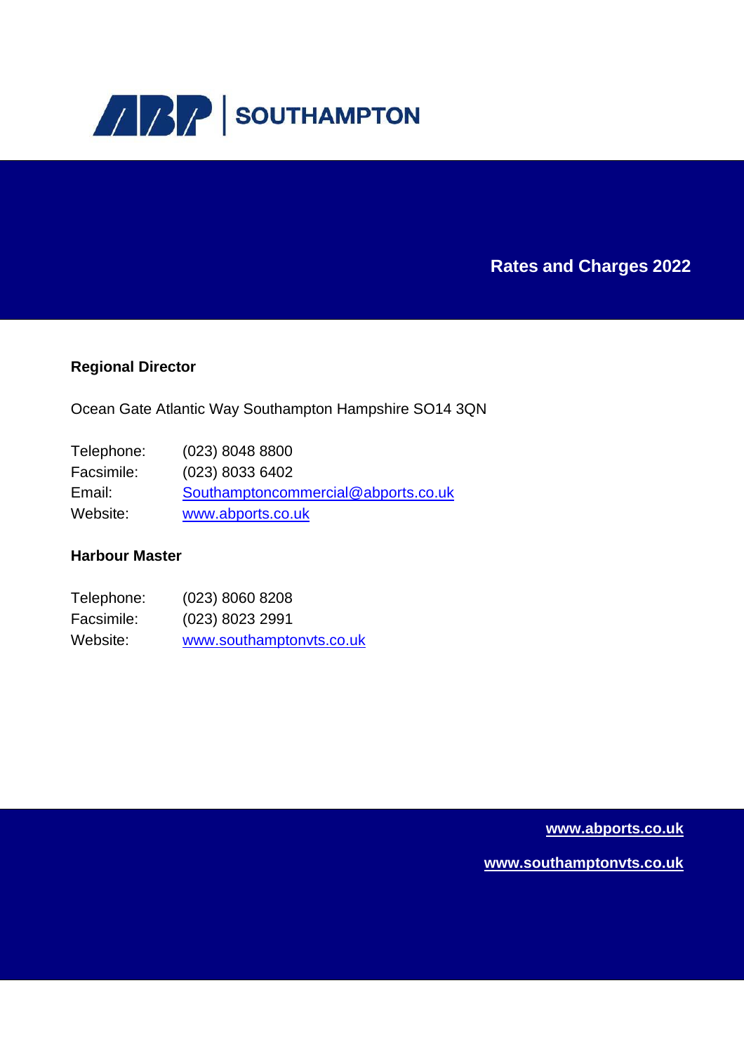ABP | SOUTHAMPTON

# Rates and Charges 2022

**Regional Director**

Ocean Gate Atlantic Way Southampton Hampshire SO14 3QN

| | |
|---|---|
| Telephone: | (023) 8048 8800 |
| Facsimile: | (023) 8033 6402 |
| Email: | Southamptoncommercial@abports.co.uk |
| Website: | www.abports.co.uk |

**Harbour Master**

| | |
|---|---|
| Telephone: | (023) 8060 8208 |
| Facsimile: | (023) 8023 2991 |
| Website: | www.southamptonvts.co.uk |

**www.abports.co.uk**

**www.southamptonvts.co.uk**